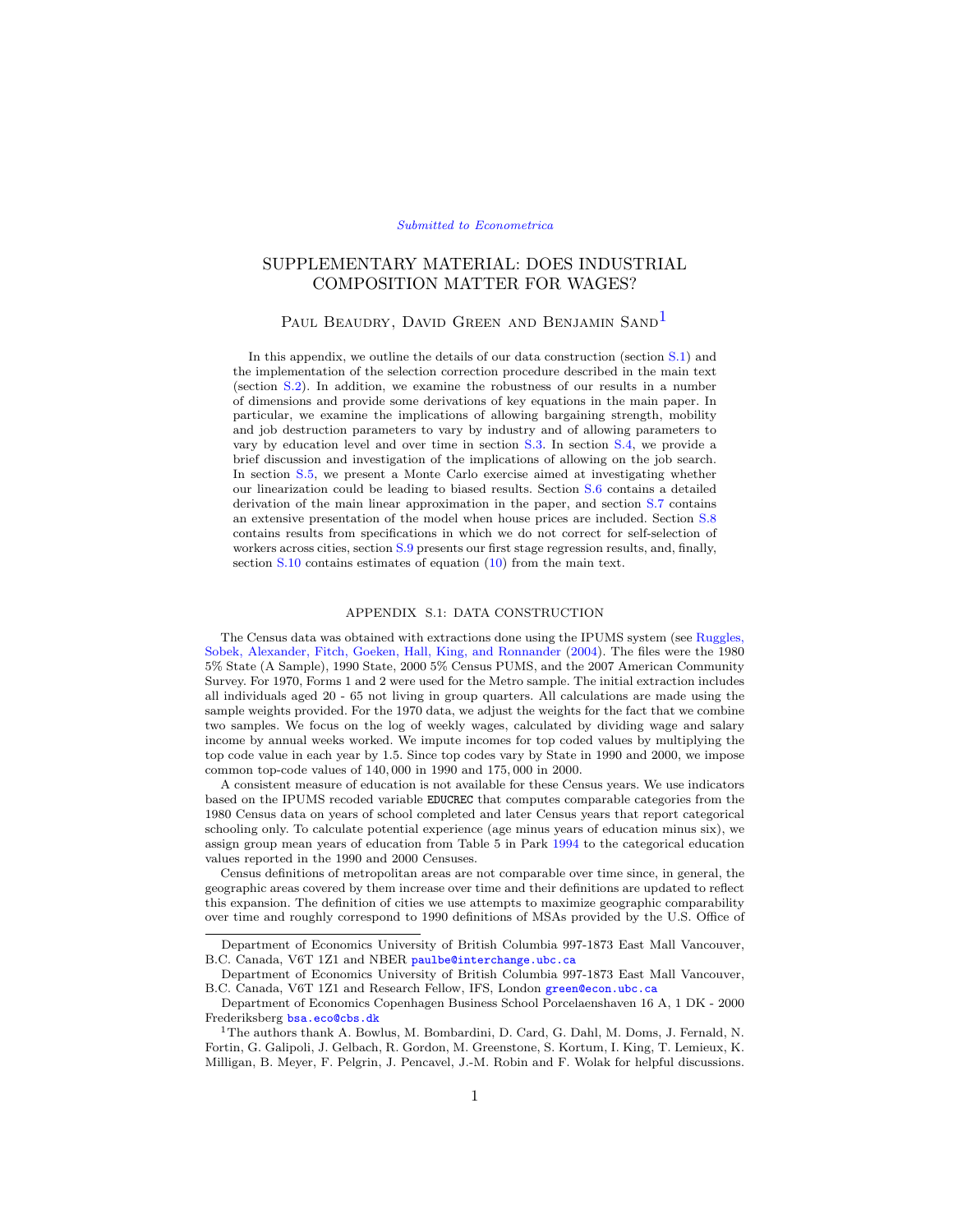*Submitted to Econometrica*

# SUPPLEMENTARY MATERIAL: DOES INDUSTRIAL COMPOSITION MATTER FOR WAGES?

Paul Beaudry, David Green and Benjamin Sand[1]

In this appendix, we outline the details of our data construction (section S.1) and the implementation of the selection correction procedure described in the main text (section S.2). In addition, we examine the robustness of our results in a number of dimensions and provide some derivations of key equations in the main paper. In particular, we examine the implications of allowing bargaining strength, mobility and job destruction parameters to vary by industry and of allowing parameters to vary by education level and over time in section S.3. In section S.4, we provide a brief discussion and investigation of the implications of allowing on the job search. In section S.5, we present a Monte Carlo exercise aimed at investigating whether our linearization could be leading to biased results. Section S.6 contains a detailed derivation of the main linear approximation in the paper, and section S.7 contains an extensive presentation of the model when house prices are included. Section S.8 contains results from specifications in which we do not correct for self-selection of workers across cities, section S.9 presents our first stage regression results, and, finally, section S.10 contains estimates of equation (10) from the main text.

## APPENDIX S.1: DATA CONSTRUCTION

The Census data was obtained with extractions done using the IPUMS system (see Ruggles, Sobek, Alexander, Fitch, Goeken, Hall, King, and Ronnander (2004). The files were the 1980 5% State (A Sample), 1990 State, 2000 5% Census PUMS, and the 2007 American Community Survey. For 1970, Forms 1 and 2 were used for the Metro sample. The initial extraction includes all individuals aged 20 - 65 not living in group quarters. All calculations are made using the sample weights provided. For the 1970 data, we adjust the weights for the fact that we combine two samples. We focus on the log of weekly wages, calculated by dividing wage and salary income by annual weeks worked. We impute incomes for top coded values by multiplying the top code value in each year by 1.5. Since top codes vary by State in 1990 and 2000, we impose common top-code values of 140,000 in 1990 and 175,000 in 2000.

A consistent measure of education is not available for these Census years. We use indicators based on the IPUMS recoded variable `EDUCREC` that computes comparable categories from the 1980 Census data on years of school completed and later Census years that report categorical schooling only. To calculate potential experience (age minus years of education minus six), we assign group mean years of education from Table 5 in Park 1994 to the categorical education values reported in the 1990 and 2000 Censuses.

Census definitions of metropolitan areas are not comparable over time since, in general, the geographic areas covered by them increase over time and their definitions are updated to reflect this expansion. The definition of cities we use attempts to maximize geographic comparability over time and roughly correspond to 1990 definitions of MSAs provided by the U.S. Office of

---

Department of Economics University of British Columbia 997-1873 East Mall Vancouver, B.C. Canada, V6T 1Z1 and NBER paulbe@interchange.ubc.ca

Department of Economics University of British Columbia 997-1873 East Mall Vancouver, B.C. Canada, V6T 1Z1 and Research Fellow, IFS, London green@econ.ubc.ca

Department of Economics Copenhagen Business School Porcelaenshaven 16 A, 1 DK - 2000 Frederiksberg bsa.eco@cbs.dk

[1]The authors thank A. Bowlus, M. Bombardini, D. Card, G. Dahl, M. Doms, J. Fernald, N. Fortin, G. Galipoli, J. Gelbach, R. Gordon, M. Greenstone, S. Kortum, I. King, T. Lemieux, K. Milligan, B. Meyer, F. Pelgrin, J. Pencavel, J.-M. Robin and F. Wolak for helpful discussions.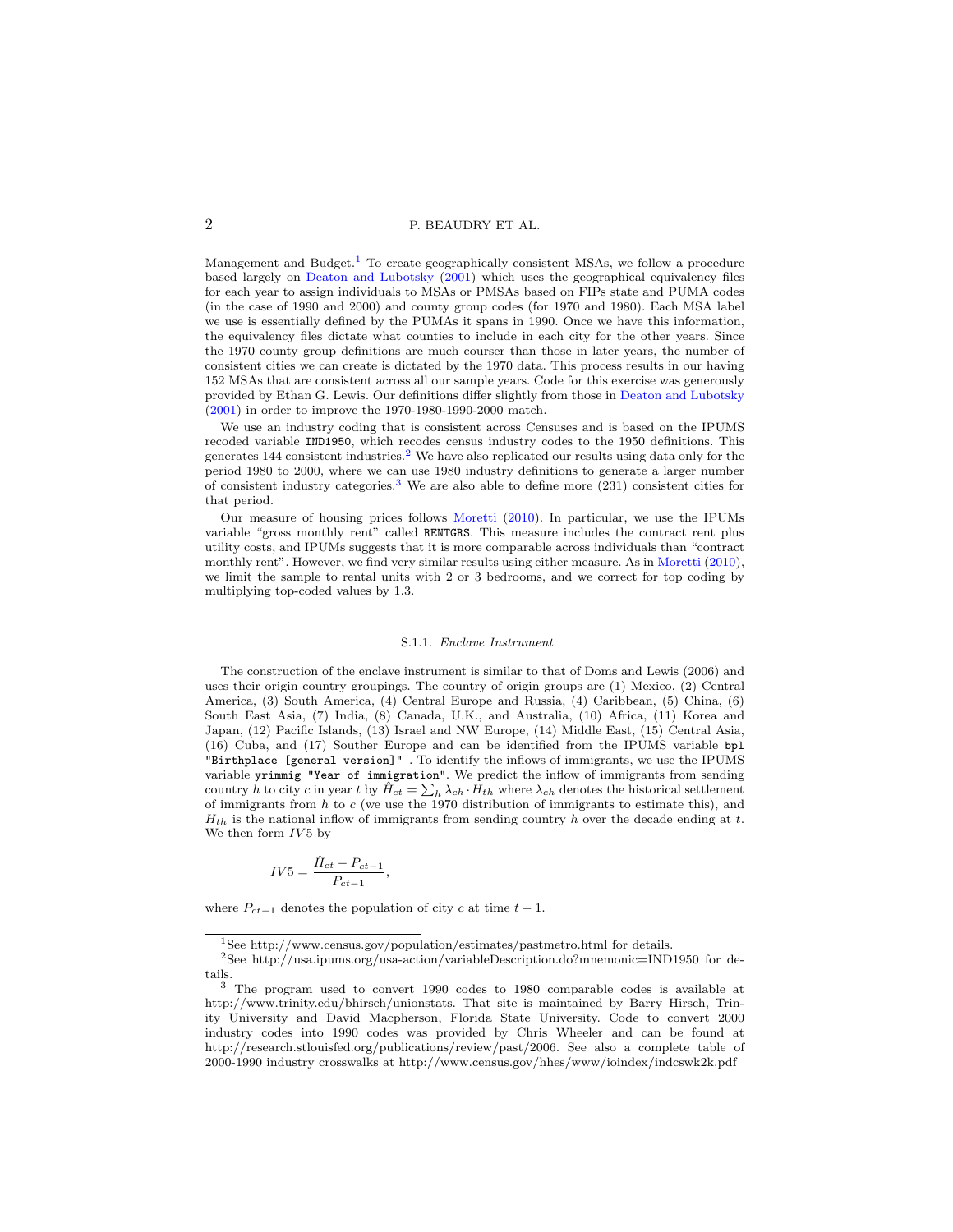Management and Budget.[1] To create geographically consistent MSAs, we follow a procedure based largely on Deaton and Lubotsky (2001) which uses the geographical equivalency files for each year to assign individuals to MSAs or PMSAs based on FIPs state and PUMA codes (in the case of 1990 and 2000) and county group codes (for 1970 and 1980). Each MSA label we use is essentially defined by the PUMAs it spans in 1990. Once we have this information, the equivalency files dictate what counties to include in each city for the other years. Since the 1970 county group definitions are much courser than those in later years, the number of consistent cities we can create is dictated by the 1970 data. This process results in our having 152 MSAs that are consistent across all our sample years. Code for this exercise was generously provided by Ethan G. Lewis. Our definitions differ slightly from those in Deaton and Lubotsky (2001) in order to improve the 1970-1980-1990-2000 match.

We use an industry coding that is consistent across Censuses and is based on the IPUMS recoded variable `IND1950`, which recodes census industry codes to the 1950 definitions. This generates 144 consistent industries.[2] We have also replicated our results using data only for the period 1980 to 2000, where we can use 1980 industry definitions to generate a larger number of consistent industry categories.[3] We are also able to define more (231) consistent cities for that period.

Our measure of housing prices follows Moretti (2010). In particular, we use the IPUMs variable "gross monthly rent" called `RENTGRS`. This measure includes the contract rent plus utility costs, and IPUMs suggests that it is more comparable across individuals than "contract monthly rent". However, we find very similar results using either measure. As in Moretti (2010), we limit the sample to rental units with 2 or 3 bedrooms, and we correct for top coding by multiplying top-coded values by 1.3.

### S.1.1. *Enclave Instrument*

The construction of the enclave instrument is similar to that of Doms and Lewis (2006) and uses their origin country groupings. The country of origin groups are (1) Mexico, (2) Central America, (3) South America, (4) Central Europe and Russia, (4) Caribbean, (5) China, (6) South East Asia, (7) India, (8) Canada, U.K., and Australia, (10) Africa, (11) Korea and Japan, (12) Pacific Islands, (13) Israel and NW Europe, (14) Middle East, (15) Central Asia, (16) Cuba, and (17) Souther Europe and can be identified from the IPUMS variable `bpl "Birthplace [general version]"` . To identify the inflows of immigrants, we use the IPUMS variable `yrimmig "Year of immigration"`. We predict the inflow of immigrants from sending country $h$ to city $c$ in year $t$ by $\hat{H}_{ct} = \sum_h \lambda_{ch} \cdot H_{th}$ where $\lambda_{ch}$ denotes the historical settlement of immigrants from $h$ to $c$ (we use the 1970 distribution of immigrants to estimate this), and $H_{th}$ is the national inflow of immigrants from sending country $h$ over the decade ending at $t$. We then form $IV5$ by

$$IV5 = \frac{\hat{H}_{ct} - P_{ct-1}}{P_{ct-1}},$$

where $P_{ct-1}$ denotes the population of city $c$ at time $t-1$.

---

[1] See http://www.census.gov/population/estimates/pastmetro.html for details.

[2] See http://usa.ipums.org/usa-action/variableDescription.do?mnemonic=IND1950 for details.

[3] The program used to convert 1990 codes to 1980 comparable codes is available at http://www.trinity.edu/bhirsch/unionstats. That site is maintained by Barry Hirsch, Trinity University and David Macpherson, Florida State University. Code to convert 2000 industry codes into 1990 codes was provided by Chris Wheeler and can be found at http://research.stlouisfed.org/publications/review/past/2006. See also a complete table of 2000-1990 industry crosswalks at http://www.census.gov/hhes/www/ioindex/indcswk2k.pdf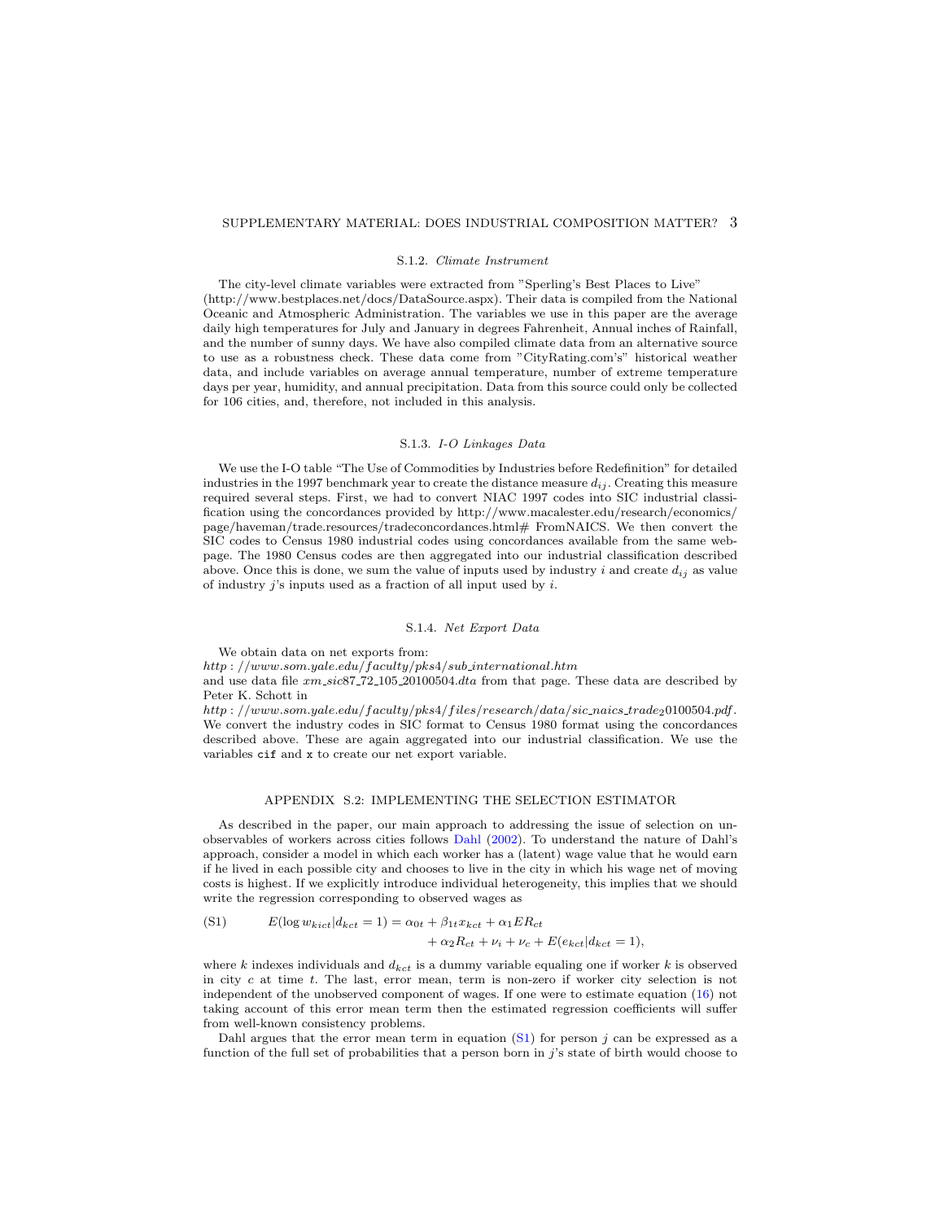### S.1.2. *Climate Instrument*

The city-level climate variables were extracted from "Sperling's Best Places to Live" (http://www.bestplaces.net/docs/DataSource.aspx). Their data is compiled from the National Oceanic and Atmospheric Administration. The variables we use in this paper are the average daily high temperatures for July and January in degrees Fahrenheit, Annual inches of Rainfall, and the number of sunny days. We have also compiled climate data from an alternative source to use as a robustness check. These data come from "CityRating.com's" historical weather data, and include variables on average annual temperature, number of extreme temperature days per year, humidity, and annual precipitation. Data from this source could only be collected for 106 cities, and, therefore, not included in this analysis.

### S.1.3. *I-O Linkages Data*

We use the I-O table "The Use of Commodities by Industries before Redefinition" for detailed industries in the 1997 benchmark year to create the distance measure $d_{ij}$. Creating this measure required several steps. First, we had to convert NIAC 1997 codes into SIC industrial classification using the concordances provided by http://www.macalester.edu/research/economics/page/haveman/trade.resources/tradeconcordances.html# FromNAICS. We then convert the SIC codes to Census 1980 industrial codes using concordances available from the same webpage. The 1980 Census codes are then aggregated into our industrial classification described above. Once this is done, we sum the value of inputs used by industry $i$ and create $d_{ij}$ as value of industry $j$'s inputs used as a fraction of all input used by $i$.

### S.1.4. *Net Export Data*

We obtain data on net exports from:
*http://www.som.yale.edu/faculty/pks4/sub_international.htm*
and use data file *xm_sic87_72_105_20100504.dta* from that page. These data are described by Peter K. Schott in
*http://www.som.yale.edu/faculty/pks4/files/research/data/sic_naics_trade20100504.pdf*. We convert the industry codes in SIC format to Census 1980 format using the concordances described above. These are again aggregated into our industrial classification. We use the variables `cif` and `x` to create our net export variable.

## APPENDIX S.2: IMPLEMENTING THE SELECTION ESTIMATOR

As described in the paper, our main approach to addressing the issue of selection on unobservables of workers across cities follows Dahl (2002). To understand the nature of Dahl's approach, consider a model in which each worker has a (latent) wage value that he would earn if he lived in each possible city and chooses to live in the city in which his wage net of moving costs is highest. If we explicitly introduce individual heterogeneity, this implies that we should write the regression corresponding to observed wages as

$$
\begin{aligned}
\text{(S1)} \qquad E(\log w_{kict}|d_{kct}=1) = \alpha_{0t} + \beta_{1t}x_{kct} + \alpha_1 ER_{ct} \\
+ \alpha_2 R_{ct} + \nu_i + \nu_c + E(e_{kct}|d_{kct}=1),
\end{aligned}
$$

where $k$ indexes individuals and $d_{kct}$ is a dummy variable equaling one if worker $k$ is observed in city $c$ at time $t$. The last, error mean, term is non-zero if worker city selection is not independent of the unobserved component of wages. If one were to estimate equation (16) not taking account of this error mean term then the estimated regression coefficients will suffer from well-known consistency problems.

Dahl argues that the error mean term in equation (S1) for person $j$ can be expressed as a function of the full set of probabilities that a person born in $j$'s state of birth would choose to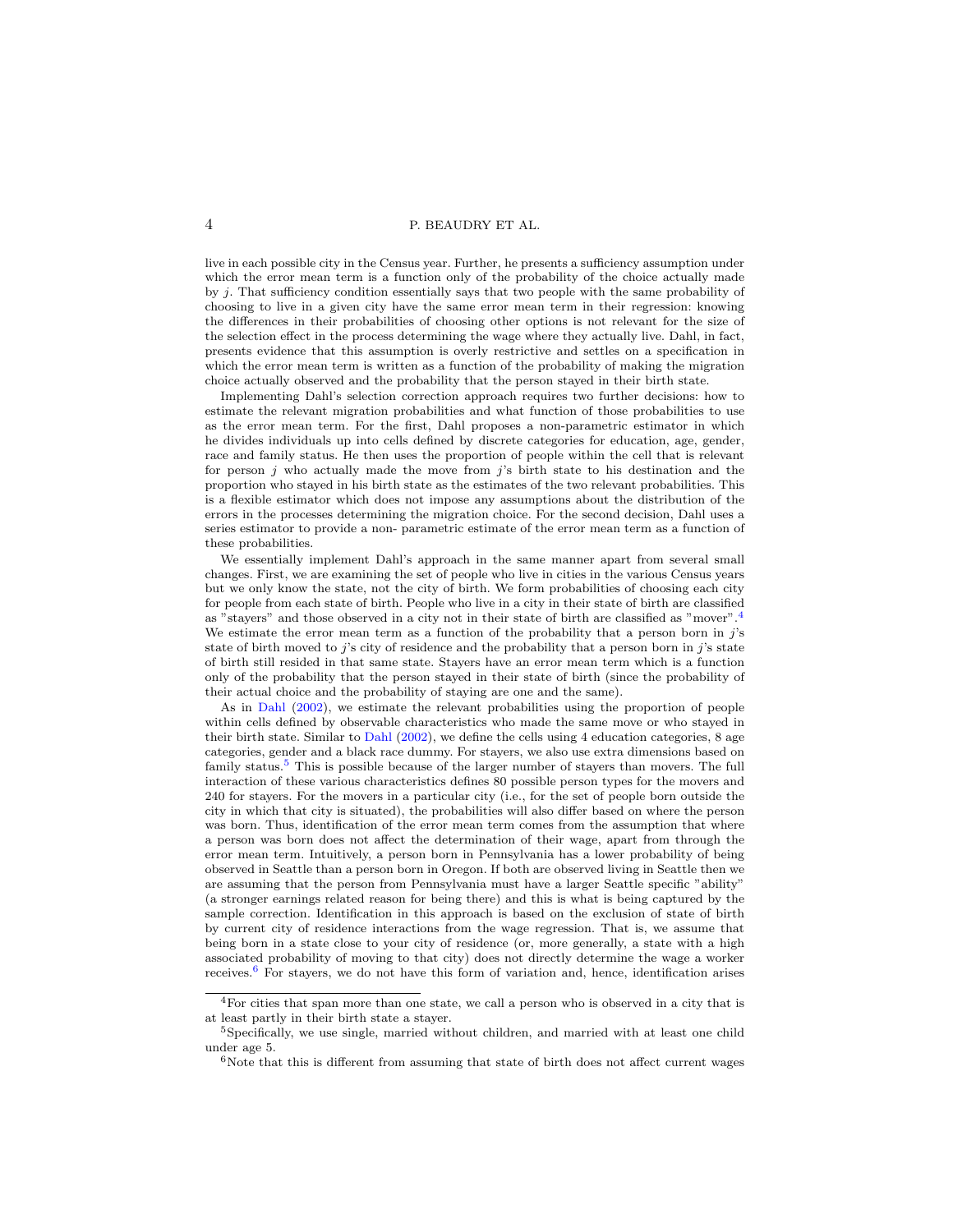live in each possible city in the Census year. Further, he presents a sufficiency assumption under which the error mean term is a function only of the probability of the choice actually made by $j$. That sufficiency condition essentially says that two people with the same probability of choosing to live in a given city have the same error mean term in their regression: knowing the differences in their probabilities of choosing other options is not relevant for the size of the selection effect in the process determining the wage where they actually live. Dahl, in fact, presents evidence that this assumption is overly restrictive and settles on a specification in which the error mean term is written as a function of the probability of making the migration choice actually observed and the probability that the person stayed in their birth state.

Implementing Dahl's selection correction approach requires two further decisions: how to estimate the relevant migration probabilities and what function of those probabilities to use as the error mean term. For the first, Dahl proposes a non-parametric estimator in which he divides individuals up into cells defined by discrete categories for education, age, gender, race and family status. He then uses the proportion of people within the cell that is relevant for person $j$ who actually made the move from $j$'s birth state to his destination and the proportion who stayed in his birth state as the estimates of the two relevant probabilities. This is a flexible estimator which does not impose any assumptions about the distribution of the errors in the processes determining the migration choice. For the second decision, Dahl uses a series estimator to provide a non- parametric estimate of the error mean term as a function of these probabilities.

We essentially implement Dahl's approach in the same manner apart from several small changes. First, we are examining the set of people who live in cities in the various Census years but we only know the state, not the city of birth. We form probabilities of choosing each city for people from each state of birth. People who live in a city in their state of birth are classified as "stayers" and those observed in a city not in their state of birth are classified as "mover".[4] We estimate the error mean term as a function of the probability that a person born in $j$'s state of birth moved to $j$'s city of residence and the probability that a person born in $j$'s state of birth still resided in that same state. Stayers have an error mean term which is a function only of the probability that the person stayed in their state of birth (since the probability of their actual choice and the probability of staying are one and the same).

As in Dahl (2002), we estimate the relevant probabilities using the proportion of people within cells defined by observable characteristics who made the same move or who stayed in their birth state. Similar to Dahl (2002), we define the cells using 4 education categories, 8 age categories, gender and a black race dummy. For stayers, we also use extra dimensions based on family status.[5] This is possible because of the larger number of stayers than movers. The full interaction of these various characteristics defines 80 possible person types for the movers and 240 for stayers. For the movers in a particular city (i.e., for the set of people born outside the city in which that city is situated), the probabilities will also differ based on where the person was born. Thus, identification of the error mean term comes from the assumption that where a person was born does not affect the determination of their wage, apart from through the error mean term. Intuitively, a person born in Pennsylvania has a lower probability of being observed in Seattle than a person born in Oregon. If both are observed living in Seattle then we are assuming that the person from Pennsylvania must have a larger Seattle specific "ability" (a stronger earnings related reason for being there) and this is what is being captured by the sample correction. Identification in this approach is based on the exclusion of state of birth by current city of residence interactions from the wage regression. That is, we assume that being born in a state close to your city of residence (or, more generally, a state with a high associated probability of moving to that city) does not directly determine the wage a worker receives.[6] For stayers, we do not have this form of variation and, hence, identification arises

[4] For cities that span more than one state, we call a person who is observed in a city that is at least partly in their birth state a stayer.

[5] Specifically, we use single, married without children, and married with at least one child under age 5.

[6] Note that this is different from assuming that state of birth does not affect current wages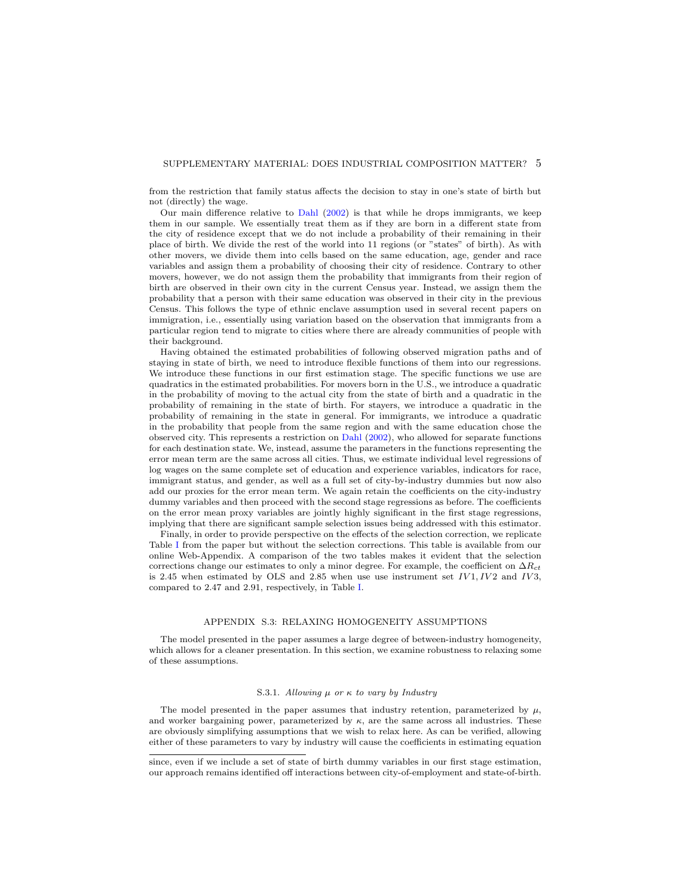from the restriction that family status affects the decision to stay in one's state of birth but not (directly) the wage.

Our main difference relative to Dahl (2002) is that while he drops immigrants, we keep them in our sample. We essentially treat them as if they are born in a different state from the city of residence except that we do not include a probability of their remaining in their place of birth. We divide the rest of the world into 11 regions (or "states" of birth). As with other movers, we divide them into cells based on the same education, age, gender and race variables and assign them a probability of choosing their city of residence. Contrary to other movers, however, we do not assign them the probability that immigrants from their region of birth are observed in their own city in the current Census year. Instead, we assign them the probability that a person with their same education was observed in their city in the previous Census. This follows the type of ethnic enclave assumption used in several recent papers on immigration, i.e., essentially using variation based on the observation that immigrants from a particular region tend to migrate to cities where there are already communities of people with their background.

Having obtained the estimated probabilities of following observed migration paths and of staying in state of birth, we need to introduce flexible functions of them into our regressions. We introduce these functions in our first estimation stage. The specific functions we use are quadratics in the estimated probabilities. For movers born in the U.S., we introduce a quadratic in the probability of moving to the actual city from the state of birth and a quadratic in the probability of remaining in the state of birth. For stayers, we introduce a quadratic in the probability of remaining in the state in general. For immigrants, we introduce a quadratic in the probability that people from the same region and with the same education chose the observed city. This represents a restriction on Dahl (2002), who allowed for separate functions for each destination state. We, instead, assume the parameters in the functions representing the error mean term are the same across all cities. Thus, we estimate individual level regressions of log wages on the same complete set of education and experience variables, indicators for race, immigrant status, and gender, as well as a full set of city-by-industry dummies but now also add our proxies for the error mean term. We again retain the coefficients on the city-industry dummy variables and then proceed with the second stage regressions as before. The coefficients on the error mean proxy variables are jointly highly significant in the first stage regressions, implying that there are significant sample selection issues being addressed with this estimator.

Finally, in order to provide perspective on the effects of the selection correction, we replicate Table I from the paper but without the selection corrections. This table is available from our online Web-Appendix. A comparison of the two tables makes it evident that the selection corrections change our estimates to only a minor degree. For example, the coefficient on $\Delta R_{ct}$ is 2.45 when estimated by OLS and 2.85 when use use instrument set $IV1, IV2$ and $IV3$, compared to 2.47 and 2.91, respectively, in Table I.

## APPENDIX S.3: RELAXING HOMOGENEITY ASSUMPTIONS

The model presented in the paper assumes a large degree of between-industry homogeneity, which allows for a cleaner presentation. In this section, we examine robustness to relaxing some of these assumptions.

### S.3.1. *Allowing $\mu$ or $\kappa$ to vary by Industry*

The model presented in the paper assumes that industry retention, parameterized by $\mu$, and worker bargaining power, parameterized by $\kappa$, are the same across all industries. These are obviously simplifying assumptions that we wish to relax here. As can be verified, allowing either of these parameters to vary by industry will cause the coefficients in estimating equation

---

since, even if we include a set of state of birth dummy variables in our first stage estimation, our approach remains identified off interactions between city-of-employment and state-of-birth.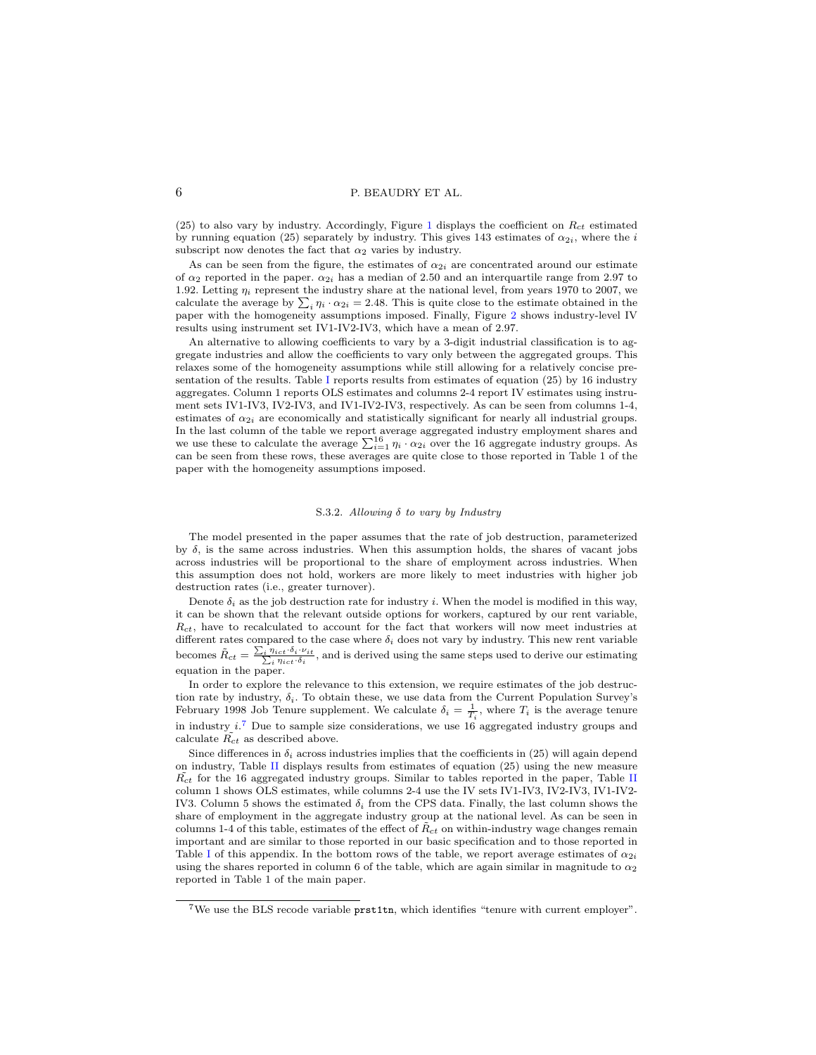(25) to also vary by industry. Accordingly, Figure 1 displays the coefficient on $R_{ct}$ estimated by running equation (25) separately by industry. This gives 143 estimates of $\alpha_{2i}$, where the $i$ subscript now denotes the fact that $\alpha_2$ varies by industry.

As can be seen from the figure, the estimates of $\alpha_{2i}$ are concentrated around our estimate of $\alpha_2$ reported in the paper. $\alpha_{2i}$ has a median of 2.50 and an interquartile range from 2.97 to 1.92. Letting $\eta_i$ represent the industry share at the national level, from years 1970 to 2007, we calculate the average by $\sum_i \eta_i \cdot \alpha_{2i} = 2.48$. This is quite close to the estimate obtained in the paper with the homogeneity assumptions imposed. Finally, Figure 2 shows industry-level IV results using instrument set IV1-IV2-IV3, which have a mean of 2.97.

An alternative to allowing coefficients to vary by a 3-digit industrial classification is to aggregate industries and allow the coefficients to vary only between the aggregated groups. This relaxes some of the homogeneity assumptions while still allowing for a relatively concise presentation of the results. Table I reports results from estimates of equation (25) by 16 industry aggregates. Column 1 reports OLS estimates and columns 2-4 report IV estimates using instrument sets IV1-IV3, IV2-IV3, and IV1-IV2-IV3, respectively. As can be seen from columns 1-4, estimates of $\alpha_{2i}$ are economically and statistically significant for nearly all industrial groups. In the last column of the table we report average aggregated industry employment shares and we use these to calculate the average $\sum_{i=1}^{16} \eta_i \cdot \alpha_{2i}$ over the 16 aggregate industry groups. As can be seen from these rows, these averages are quite close to those reported in Table 1 of the paper with the homogeneity assumptions imposed.

### S.3.2. *Allowing $\delta$ to vary by Industry*

The model presented in the paper assumes that the rate of job destruction, parameterized by $\delta$, is the same across industries. When this assumption holds, the shares of vacant jobs across industries will be proportional to the share of employment across industries. When this assumption does not hold, workers are more likely to meet industries with higher job destruction rates (i.e., greater turnover).

Denote $\delta_i$ as the job destruction rate for industry $i$. When the model is modified in this way, it can be shown that the relevant outside options for workers, captured by our rent variable, $R_{ct}$, have to recalculated to account for the fact that workers will now meet industries at different rates compared to the case where $\delta_i$ does not vary by industry. This new rent variable becomes $\tilde{R}_{ct} = \frac{\sum_i \eta_{ict} \cdot \delta_i \cdot \nu_{it}}{\sum_i \eta_{ict} \cdot \delta_i}$, and is derived using the same steps used to derive our estimating equation in the paper.

In order to explore the relevance to this extension, we require estimates of the job destruction rate by industry, $\delta_i$. To obtain these, we use data from the Current Population Survey's February 1998 Job Tenure supplement. We calculate $\delta_i = \frac{1}{T_i}$, where $T_i$ is the average tenure in industry $i$.[7] Due to sample size considerations, we use 16 aggregated industry groups and calculate $\tilde{R}_{ct}$ as described above.

Since differences in $\delta_i$ across industries implies that the coefficients in (25) will again depend on industry, Table II displays results from estimates of equation (25) using the new measure $\tilde{R}_{ct}$ for the 16 aggregated industry groups. Similar to tables reported in the paper, Table II column 1 shows OLS estimates, while columns 2-4 use the IV sets IV1-IV3, IV2-IV3, IV1-IV2-IV3. Column 5 shows the estimated $\delta_i$ from the CPS data. Finally, the last column shows the share of employment in the aggregate industry group at the national level. As can be seen in columns 1-4 of this table, estimates of the effect of $\tilde{R}_{ct}$ on within-industry wage changes remain important and are similar to those reported in our basic specification and to those reported in Table I of this appendix. In the bottom rows of the table, we report average estimates of $\alpha_{2i}$ using the shares reported in column 6 of the table, which are again similar in magnitude to $\alpha_2$ reported in Table 1 of the main paper.

---

[7] We use the BLS recode variable `prst1tn`, which identifies "tenure with current employer".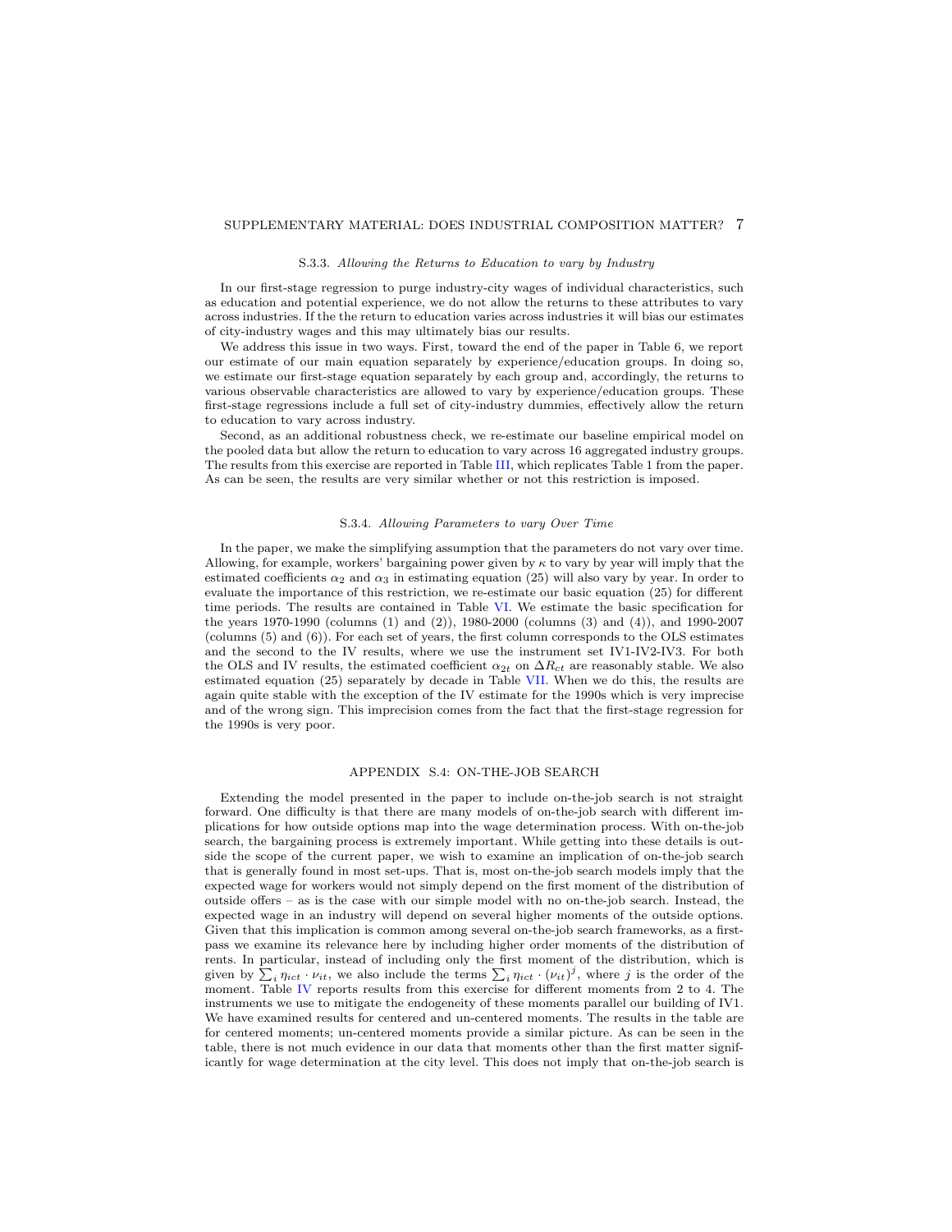### S.3.3. *Allowing the Returns to Education to vary by Industry*

In our first-stage regression to purge industry-city wages of individual characteristics, such as education and potential experience, we do not allow the returns to these attributes to vary across industries. If the the return to education varies across industries it will bias our estimates of city-industry wages and this may ultimately bias our results.

We address this issue in two ways. First, toward the end of the paper in Table 6, we report our estimate of our main equation separately by experience/education groups. In doing so, we estimate our first-stage equation separately by each group and, accordingly, the returns to various observable characteristics are allowed to vary by experience/education groups. These first-stage regressions include a full set of city-industry dummies, effectively allow the return to education to vary across industry.

Second, as an additional robustness check, we re-estimate our baseline empirical model on the pooled data but allow the return to education to vary across 16 aggregated industry groups. The results from this exercise are reported in Table III, which replicates Table 1 from the paper. As can be seen, the results are very similar whether or not this restriction is imposed.

### S.3.4. *Allowing Parameters to vary Over Time*

In the paper, we make the simplifying assumption that the parameters do not vary over time. Allowing, for example, workers' bargaining power given by $\kappa$ to vary by year will imply that the estimated coefficients $\alpha_2$ and $\alpha_3$ in estimating equation (25) will also vary by year. In order to evaluate the importance of this restriction, we re-estimate our basic equation (25) for different time periods. The results are contained in Table VI. We estimate the basic specification for the years 1970-1990 (columns (1) and (2)), 1980-2000 (columns (3) and (4)), and 1990-2007 (columns (5) and (6)). For each set of years, the first column corresponds to the OLS estimates and the second to the IV results, where we use the instrument set IV1-IV2-IV3. For both the OLS and IV results, the estimated coefficient $\alpha_{2t}$ on $\Delta R_{ct}$ are reasonably stable. We also estimated equation (25) separately by decade in Table VII. When we do this, the results are again quite stable with the exception of the IV estimate for the 1990s which is very imprecise and of the wrong sign. This imprecision comes from the fact that the first-stage regression for the 1990s is very poor.

## APPENDIX S.4: ON-THE-JOB SEARCH

Extending the model presented in the paper to include on-the-job search is not straight forward. One difficulty is that there are many models of on-the-job search with different implications for how outside options map into the wage determination process. With on-the-job search, the bargaining process is extremely important. While getting into these details is outside the scope of the current paper, we wish to examine an implication of on-the-job search that is generally found in most set-ups. That is, most on-the-job search models imply that the expected wage for workers would not simply depend on the first moment of the distribution of outside offers – as is the case with our simple model with no on-the-job search. Instead, the expected wage in an industry will depend on several higher moments of the outside options. Given that this implication is common among several on-the-job search frameworks, as a first-pass we examine its relevance here by including higher order moments of the distribution of rents. In particular, instead of including only the first moment of the distribution, which is given by $\sum_i \eta_{ict} \cdot \nu_{it}$, we also include the terms $\sum_i \eta_{ict} \cdot (\nu_{it})^j$, where $j$ is the order of the moment. Table IV reports results from this exercise for different moments from 2 to 4. The instruments we use to mitigate the endogeneity of these moments parallel our building of IV1. We have examined results for centered and un-centered moments. The results in the table are for centered moments; un-centered moments provide a similar picture. As can be seen in the table, there is not much evidence in our data that moments other than the first matter significantly for wage determination at the city level. This does not imply that on-the-job search is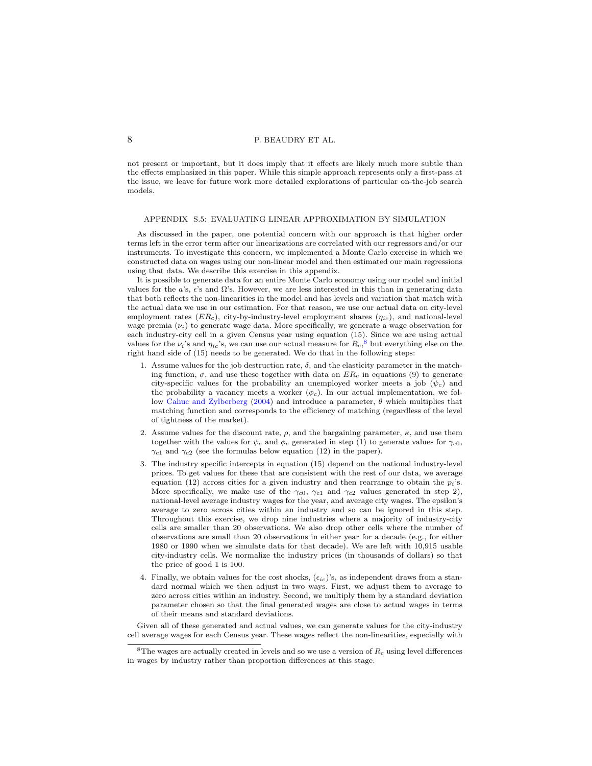not present or important, but it does imply that it effects are likely much more subtle than the effects emphasized in this paper. While this simple approach represents only a first-pass at the issue, we leave for future work more detailed explorations of particular on-the-job search models.

## APPENDIX S.5: EVALUATING LINEAR APPROXIMATION BY SIMULATION

As discussed in the paper, one potential concern with our approach is that higher order terms left in the error term after our linearizations are correlated with our regressors and/or our instruments. To investigate this concern, we implemented a Monte Carlo exercise in which we constructed data on wages using our non-linear model and then estimated our main regressions using that data. We describe this exercise in this appendix.

It is possible to generate data for an entire Monte Carlo economy using our model and initial values for the $a$'s, $\epsilon$'s and $\Omega$'s. However, we are less interested in this than in generating data that both reflects the non-linearities in the model and has levels and variation that match with the actual data we use in our estimation. For that reason, we use our actual data on city-level employment rates ($ER_c$), city-by-industry-level employment shares ($\eta_{ic}$), and national-level wage premia ($\nu_i$) to generate wage data. More specifically, we generate a wage observation for each industry-city cell in a given Census year using equation (15). Since we are using actual values for the $\nu_i$'s and $\eta_{ic}$'s, we can use our actual measure for $R_c$,[8] but everything else on the right hand side of (15) needs to be generated. We do that in the following steps:

1. Assume values for the job destruction rate, $\delta$, and the elasticity parameter in the matching function, $\sigma$, and use these together with data on $ER_c$ in equations (9) to generate city-specific values for the probability an unemployed worker meets a job ($\psi_c$) and the probability a vacancy meets a worker ($\phi_c$). In our actual implementation, we follow Cahuc and Zylberberg (2004) and introduce a parameter, $\theta$ which multiplies that matching function and corresponds to the efficiency of matching (regardless of the level of tightness of the market).
2. Assume values for the discount rate, $\rho$, and the bargaining parameter, $\kappa$, and use them together with the values for $\psi_c$ and $\phi_c$ generated in step (1) to generate values for $\gamma_{c0}$, $\gamma_{c1}$ and $\gamma_{c2}$ (see the formulas below equation (12) in the paper).
3. The industry specific intercepts in equation (15) depend on the national industry-level prices. To get values for these that are consistent with the rest of our data, we average equation (12) across cities for a given industry and then rearrange to obtain the $p_i$'s. More specifically, we make use of the $\gamma_{c0}$, $\gamma_{c1}$ and $\gamma_{c2}$ values generated in step 2), national-level average industry wages for the year, and average city wages. The epsilon's average to zero across cities within an industry and so can be ignored in this step. Throughout this exercise, we drop nine industries where a majority of industry-city cells are smaller than 20 observations. We also drop other cells where the number of observations are small than 20 observations in either year for a decade (e.g., for either 1980 or 1990 when we simulate data for that decade). We are left with 10,915 usable city-industry cells. We normalize the industry prices (in thousands of dollars) so that the price of good 1 is 100.
4. Finally, we obtain values for the cost shocks, $(\epsilon_{ic})$'s, as independent draws from a standard normal which we then adjust in two ways. First, we adjust them to average to zero across cities within an industry. Second, we multiply them by a standard deviation parameter chosen so that the final generated wages are close to actual wages in terms of their means and standard deviations.

Given all of these generated and actual values, we can generate values for the city-industry cell average wages for each Census year. These wages reflect the non-linearities, especially with

[8] The wages are actually created in levels and so we use a version of $R_c$ using level differences in wages by industry rather than proportion differences at this stage.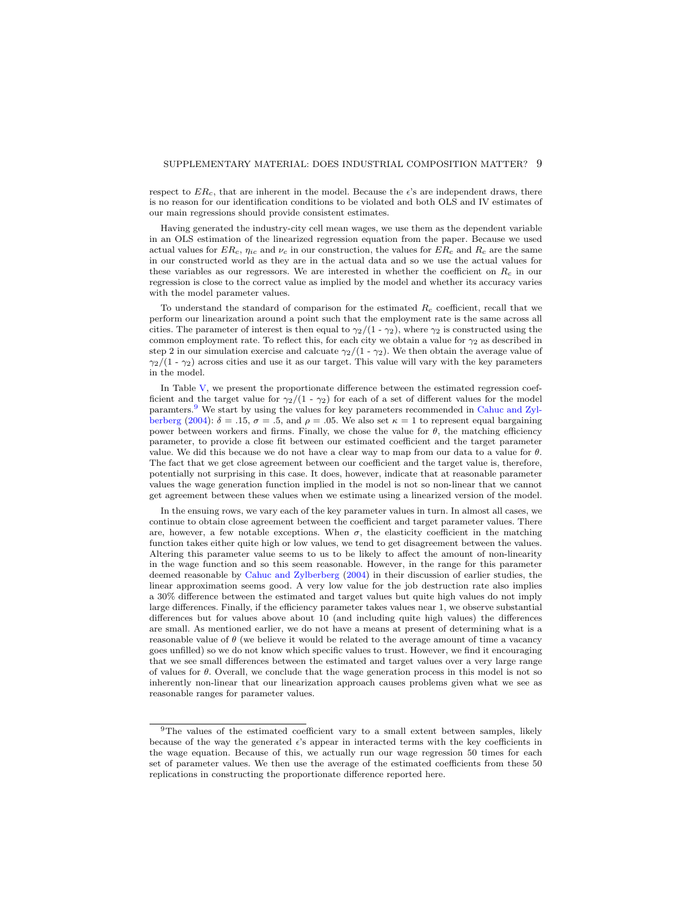respect to $ER_c$, that are inherent in the model. Because the $\epsilon$'s are independent draws, there is no reason for our identification conditions to be violated and both OLS and IV estimates of our main regressions should provide consistent estimates.

Having generated the industry-city cell mean wages, we use them as the dependent variable in an OLS estimation of the linearized regression equation from the paper. Because we used actual values for $ER_c$, $\eta_{ic}$ and $\nu_c$ in our construction, the values for $ER_c$ and $R_c$ are the same in our constructed world as they are in the actual data and so we use the actual values for these variables as our regressors. We are interested in whether the coefficient on $R_c$ in our regression is close to the correct value as implied by the model and whether its accuracy varies with the model parameter values.

To understand the standard of comparison for the estimated $R_c$ coefficient, recall that we perform our linearization around a point such that the employment rate is the same across all cities. The parameter of interest is then equal to $\gamma_2/(1 - \gamma_2)$, where $\gamma_2$ is constructed using the common employment rate. To reflect this, for each city we obtain a value for $\gamma_2$ as described in step 2 in our simulation exercise and calcuate $\gamma_2/(1 - \gamma_2)$. We then obtain the average value of $\gamma_2/(1 - \gamma_2)$ across cities and use it as our target. This value will vary with the key parameters in the model.

In Table V, we present the proportionate difference between the estimated regression coefficient and the target value for $\gamma_2/(1 - \gamma_2)$ for each of a set of different values for the model paramters.[9] We start by using the values for key parameters recommended in Cahuc and Zylberberg (2004): $\delta = .15$, $\sigma = .5$, and $\rho = .05$. We also set $\kappa = 1$ to represent equal bargaining power between workers and firms. Finally, we chose the value for $\theta$, the matching efficiency parameter, to provide a close fit between our estimated coefficient and the target parameter value. We did this because we do not have a clear way to map from our data to a value for $\theta$. The fact that we get close agreement between our coefficient and the target value is, therefore, potentially not surprising in this case. It does, however, indicate that at reasonable parameter values the wage generation function implied in the model is not so non-linear that we cannot get agreement between these values when we estimate using a linearized version of the model.

In the ensuing rows, we vary each of the key parameter values in turn. In almost all cases, we continue to obtain close agreement between the coefficient and target parameter values. There are, however, a few notable exceptions. When $\sigma$, the elasticity coefficient in the matching function takes either quite high or low values, we tend to get disagreement between the values. Altering this parameter value seems to us to be likely to affect the amount of non-linearity in the wage function and so this seem reasonable. However, in the range for this parameter deemed reasonable by Cahuc and Zylberberg (2004) in their discussion of earlier studies, the linear approximation seems good. A very low value for the job destruction rate also implies a 30% difference between the estimated and target values but quite high values do not imply large differences. Finally, if the efficiency parameter takes values near 1, we observe substantial differences but for values above about 10 (and including quite high values) the differences are small. As mentioned earlier, we do not have a means at present of determining what is a reasonable value of $\theta$ (we believe it would be related to the average amount of time a vacancy goes unfilled) so we do not know which specific values to trust. However, we find it encouraging that we see small differences between the estimated and target values over a very large range of values for $\theta$. Overall, we conclude that the wage generation process in this model is not so inherently non-linear that our linearization approach causes problems given what we see as reasonable ranges for parameter values.

[9] The values of the estimated coefficient vary to a small extent between samples, likely because of the way the generated $\epsilon$'s appear in interacted terms with the key coefficients in the wage equation. Because of this, we actually run our wage regression 50 times for each set of parameter values. We then use the average of the estimated coefficients from these 50 replications in constructing the proportionate difference reported here.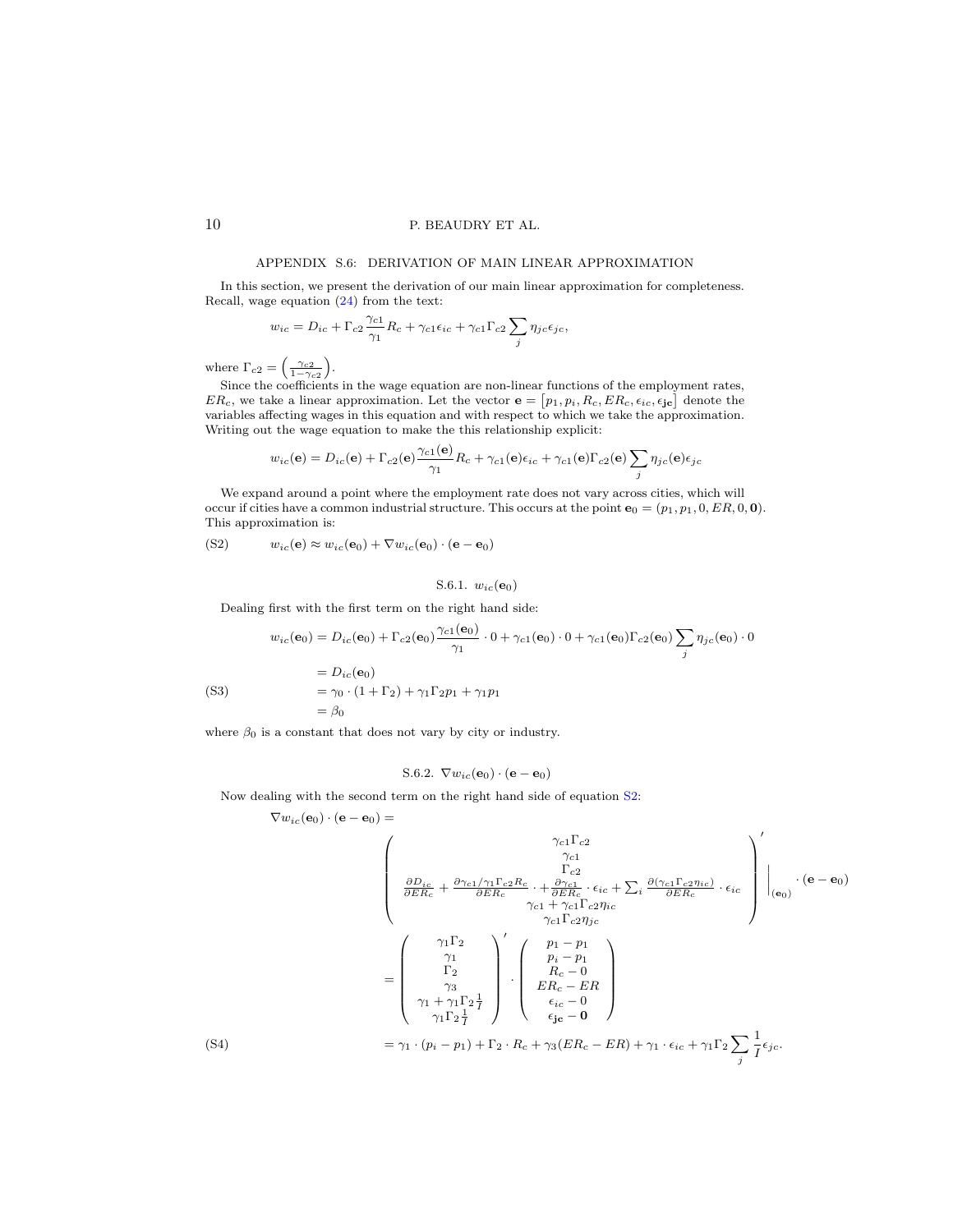## APPENDIX S.6: DERIVATION OF MAIN LINEAR APPROXIMATION

In this section, we present the derivation of our main linear approximation for completeness. Recall, wage equation (24) from the text:

$$w_{ic} = D_{ic} + \Gamma_{c2}\frac{\gamma_{c1}}{\gamma_1}R_c + \gamma_{c1}\epsilon_{ic} + \gamma_{c1}\Gamma_{c2}\sum_j \eta_{jc}\epsilon_{jc},$$

where $\Gamma_{c2} = \left(\frac{\gamma_{c2}}{1-\gamma_{c2}}\right)$.

Since the coefficients in the wage equation are non-linear functions of the employment rates, $ER_c$, we take a linear approximation. Let the vector $\mathbf{e} = \left[p_1, p_i, R_c, ER_c, \epsilon_{ic}, \epsilon_{\mathbf{jc}}\right]$ denote the variables affecting wages in this equation and with respect to which we take the approximation. Writing out the wage equation to make the this relationship explicit:

$$w_{ic}(\mathbf{e}) = D_{ic}(\mathbf{e}) + \Gamma_{c2}(\mathbf{e})\frac{\gamma_{c1}(\mathbf{e})}{\gamma_1}R_c + \gamma_{c1}(\mathbf{e})\epsilon_{ic} + \gamma_{c1}(\mathbf{e})\Gamma_{c2}(\mathbf{e})\sum_j \eta_{jc}(\mathbf{e})\epsilon_{jc}$$

We expand around a point where the employment rate does not vary across cities, which will occur if cities have a common industrial structure. This occurs at the point $\mathbf{e}_0 = (p_1, p_1, 0, ER, 0, \mathbf{0})$. This approximation is:

$$w_{ic}(\mathbf{e}) \approx w_{ic}(\mathbf{e}_0) + \nabla w_{ic}(\mathbf{e}_0)\cdot(\mathbf{e}-\mathbf{e}_0) \tag{S2}$$

### S.6.1. $w_{ic}(\mathbf{e}_0)$

Dealing first with the first term on the right hand side:

$$\begin{aligned}
w_{ic}(\mathbf{e}_0) &= D_{ic}(\mathbf{e}_0) + \Gamma_{c2}(\mathbf{e}_0)\frac{\gamma_{c1}(\mathbf{e}_0)}{\gamma_1}\cdot 0 + \gamma_{c1}(\mathbf{e}_0)\cdot 0 + \gamma_{c1}(\mathbf{e}_0)\Gamma_{c2}(\mathbf{e}_0)\sum_j \eta_{jc}(\mathbf{e}_0)\cdot 0 \\
&= D_{ic}(\mathbf{e}_0) \\
&= \gamma_0\cdot(1+\Gamma_2) + \gamma_1\Gamma_2 p_1 + \gamma_1 p_1 \\
&= \beta_0
\end{aligned} \tag{S3}$$

where $\beta_0$ is a constant that does not vary by city or industry.

### S.6.2. $\nabla w_{ic}(\mathbf{e}_0)\cdot(\mathbf{e}-\mathbf{e}_0)$

Now dealing with the second term on the right hand side of equation S2:

$$\begin{aligned}
\nabla w_{ic}(\mathbf{e}_0)\cdot(\mathbf{e}-\mathbf{e}_0) &= \\
&\left.\begin{pmatrix} \gamma_{c1}\Gamma_{c2} \\ \gamma_{c1} \\ \Gamma_{c2} \\ \frac{\partial D_{ic}}{\partial ER_c} + \frac{\partial \gamma_{c1}/\gamma_1\Gamma_{c2}R_c}{\partial ER_c}\cdot + \frac{\partial\gamma_{c1}}{\partial ER_c}\cdot\epsilon_{ic} + \sum_i \frac{\partial(\gamma_{c1}\Gamma_{c2}\eta_{ic})}{\partial ER_c}\cdot\epsilon_{ic} \\ \gamma_{c1} + \gamma_{c1}\Gamma_{c2}\eta_{ic} \\ \gamma_{c1}\Gamma_{c2}\eta_{jc} \end{pmatrix}'\right|_{(\mathbf{e}_0)}\cdot(\mathbf{e}-\mathbf{e}_0) \\
&= \begin{pmatrix} \gamma_1\Gamma_2 \\ \gamma_1 \\ \Gamma_2 \\ \gamma_3 \\ \gamma_1 + \gamma_1\Gamma_2\frac{1}{I} \\ \gamma_1\Gamma_2\frac{1}{I} \end{pmatrix}' \cdot \begin{pmatrix} p_1 - p_1 \\ p_i - p_1 \\ R_c - 0 \\ ER_c - ER \\ \epsilon_{ic} - 0 \\ \epsilon_{\mathbf{jc}} - \mathbf{0} \end{pmatrix} \\
&= \gamma_1\cdot(p_i - p_1) + \Gamma_2\cdot R_c + \gamma_3(ER_c - ER) + \gamma_1\cdot\epsilon_{ic} + \gamma_1\Gamma_2\sum_j\frac{1}{I}\epsilon_{jc}.
\end{aligned} \tag{S4}$$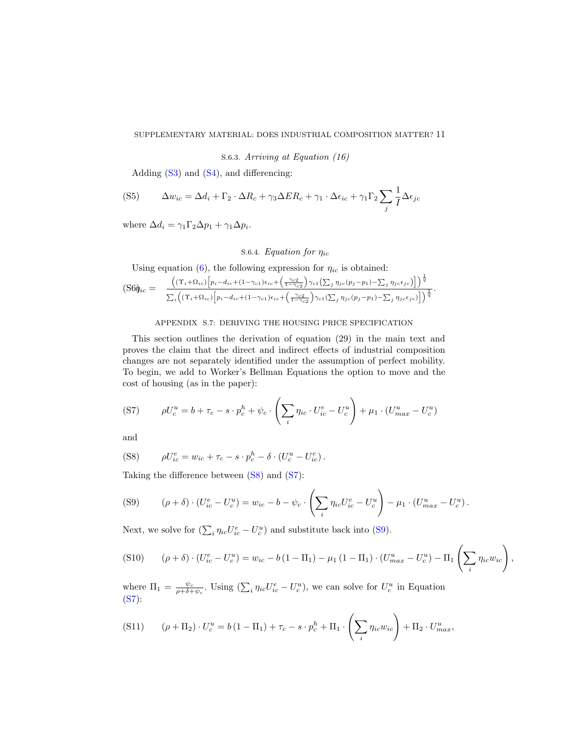### S.6.3. *Arriving at Equation (16)*

Adding (S3) and (S4), and differencing:

$$\Delta w_{ic} = \Delta d_i + \Gamma_2 \cdot \Delta R_c + \gamma_3 \Delta ER_c + \gamma_1 \cdot \Delta \epsilon_{ic} + \gamma_1 \Gamma_2 \sum_j \frac{1}{I} \Delta \epsilon_{jc} \tag{S5}$$

where $\Delta d_i = \gamma_1 \Gamma_2 \Delta p_1 + \gamma_1 \Delta p_i$.

### S.6.4. *Equation for $\eta_{ic}$*

Using equation (6), the following expression for $\eta_{ic}$ is obtained:

$$\eta_{ic} = \frac{\left( (\Upsilon_i + \Omega_{ic}) \left[ p_i - d_{ic} + (1-\gamma_{c1}) \epsilon_{ic} + \left( \frac{\gamma_{c2}}{1-\gamma_{c2}} \right) \gamma_{c1} \left( \sum_j \eta_{jc} (p_j - p_1) - \sum_j \eta_{jc} \epsilon_{jc} \right) \right] \right)^{\frac{1}{q}}}{\sum_i \left( (\Upsilon_i + \Omega_{ic}) \left[ p_i - d_{ic} + (1-\gamma_{c1}) \epsilon_{ic} + \left( \frac{\gamma_{c2}}{1-\gamma_{c2}} \right) \gamma_{c1} \left( \sum_j \eta_{jc} (p_j - p_1) - \sum_j \eta_{jc} \epsilon_{jc} \right) \right] \right)^{\frac{1}{q}}}. \tag{S6}$$

## APPENDIX S.7: DERIVING THE HOUSING PRICE SPECIFICATION

This section outlines the derivation of equation (29) in the main text and proves the claim that the direct and indirect effects of industrial composition changes are not separately identified under the assumption of perfect mobility. To begin, we add to Worker's Bellman Equations the option to move and the cost of housing (as in the paper):

$$\rho U_c^u = b + \tau_c - s \cdot p_c^h + \psi_c \cdot \left( \sum_i \eta_{ic} \cdot U_{ic}^e - U_c^u \right) + \mu_1 \cdot \left( U_{max}^u - U_c^u \right) \tag{S7}$$

and

$$\rho U_{ic}^e = w_{ic} + \tau_c - s \cdot p_c^h - \delta \cdot \left( U_c^u - U_{ic}^e \right). \tag{S8}$$

Taking the difference between (S8) and (S7):

$$(\rho + \delta) \cdot \left( U_{ic}^e - U_c^u \right) = w_{ic} - b - \psi_c \cdot \left( \sum_i \eta_{ic} U_{ic}^e - U_c^u \right) - \mu_1 \cdot \left( U_{max}^u - U_c^u \right). \tag{S9}$$

Next, we solve for $(\sum_i \eta_{ic} U_{ic}^e - U_c^u)$ and substitute back into (S9).

$$(\rho + \delta) \cdot \left( U_{ic}^e - U_c^u \right) = w_{ic} - b \left( 1 - \Pi_1 \right) - \mu_1 \left( 1 - \Pi_1 \right) \cdot \left( U_{max}^u - U_c^u \right) - \Pi_1 \left( \sum_i \eta_{ic} w_{ic} \right), \tag{S10}$$

where $\Pi_1 = \frac{\psi_c}{\rho + \delta + \psi_c}$. Using $(\sum_i \eta_{ic} U_{ic}^e - U_c^u)$, we can solve for $U_c^u$ in Equation (S7):

$$(\rho + \Pi_2) \cdot U_c^u = b \left( 1 - \Pi_1 \right) + \tau_c - s \cdot p_c^h + \Pi_1 \cdot \left( \sum_i \eta_{ic} w_{ic} \right) + \Pi_2 \cdot U_{max}^u, \tag{S11}$$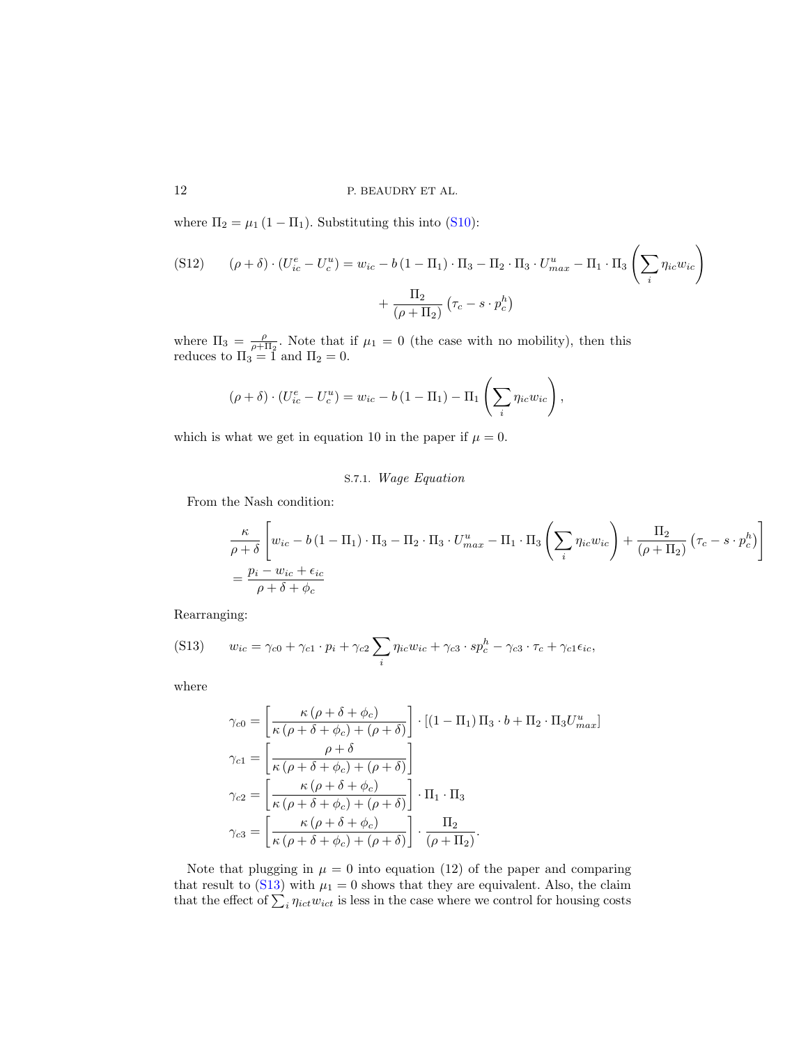where $\Pi_2 = \mu_1 (1 - \Pi_1)$. Substituting this into (S10):

$$
(\text{S12}) \qquad (\rho + \delta) \cdot (U^e_{ic} - U^u_c) = w_{ic} - b\,(1 - \Pi_1) \cdot \Pi_3 - \Pi_2 \cdot \Pi_3 \cdot U^u_{max} - \Pi_1 \cdot \Pi_3 \left( \sum_i \eta_{ic} w_{ic} \right) + \frac{\Pi_2}{(\rho + \Pi_2)} \left( \tau_c - s \cdot p^h_c \right)
$$

where $\Pi_3 = \frac{\rho}{\rho + \Pi_2}$. Note that if $\mu_1 = 0$ (the case with no mobility), then this reduces to $\Pi_3 = 1$ and $\Pi_2 = 0$.

$$
(\rho + \delta) \cdot (U^e_{ic} - U^u_c) = w_{ic} - b\,(1 - \Pi_1) - \Pi_1 \left( \sum_i \eta_{ic} w_{ic} \right),
$$

which is what we get in equation 10 in the paper if $\mu = 0$.

### S.7.1. *Wage Equation*

From the Nash condition:

$$
\frac{\kappa}{\rho + \delta} \left[ w_{ic} - b\,(1 - \Pi_1) \cdot \Pi_3 - \Pi_2 \cdot \Pi_3 \cdot U^u_{max} - \Pi_1 \cdot \Pi_3 \left( \sum_i \eta_{ic} w_{ic} \right) + \frac{\Pi_2}{(\rho + \Pi_2)} \left( \tau_c - s \cdot p^h_c \right) \right]
$$
$$
= \frac{p_i - w_{ic} + \epsilon_{ic}}{\rho + \delta + \phi_c}
$$

Rearranging:

$$
(\text{S13}) \qquad w_{ic} = \gamma_{c0} + \gamma_{c1} \cdot p_i + \gamma_{c2} \sum_i \eta_{ic} w_{ic} + \gamma_{c3} \cdot s p^h_c - \gamma_{c3} \cdot \tau_c + \gamma_{c1} \epsilon_{ic},
$$

where

$$
\gamma_{c0} = \left[ \frac{\kappa\,(\rho + \delta + \phi_c)}{\kappa\,(\rho + \delta + \phi_c) + (\rho + \delta)} \right] \cdot \left[ (1 - \Pi_1)\, \Pi_3 \cdot b + \Pi_2 \cdot \Pi_3 U^u_{max} \right]
$$
$$
\gamma_{c1} = \left[ \frac{\rho + \delta}{\kappa\,(\rho + \delta + \phi_c) + (\rho + \delta)} \right]
$$
$$
\gamma_{c2} = \left[ \frac{\kappa\,(\rho + \delta + \phi_c)}{\kappa\,(\rho + \delta + \phi_c) + (\rho + \delta)} \right] \cdot \Pi_1 \cdot \Pi_3
$$
$$
\gamma_{c3} = \left[ \frac{\kappa\,(\rho + \delta + \phi_c)}{\kappa\,(\rho + \delta + \phi_c) + (\rho + \delta)} \right] \cdot \frac{\Pi_2}{(\rho + \Pi_2)}.
$$

Note that plugging in $\mu = 0$ into equation (12) of the paper and comparing that result to (S13) with $\mu_1 = 0$ shows that they are equivalent. Also, the claim that the effect of $\sum_i \eta_{ict} w_{ict}$ is less in the case where we control for housing costs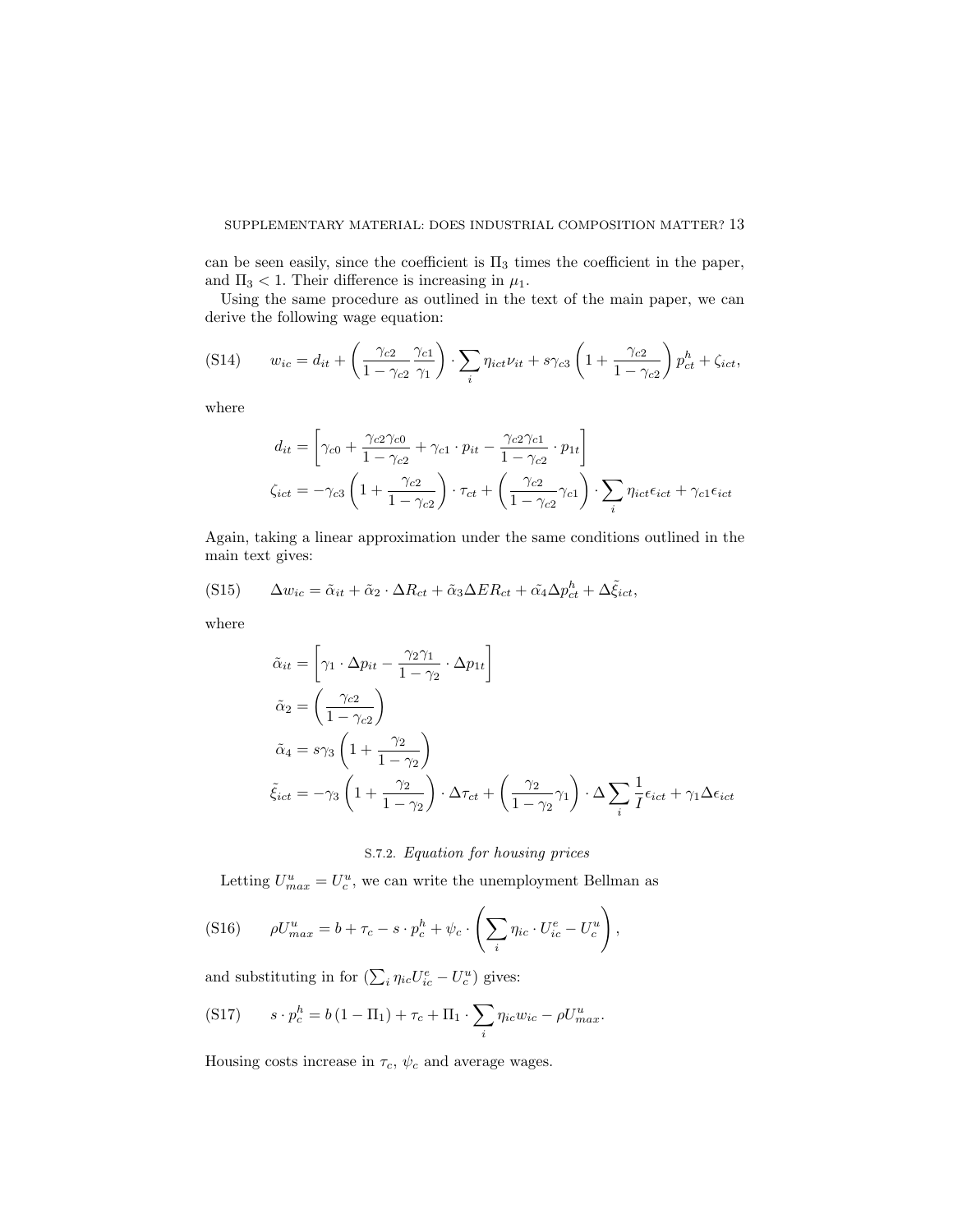can be seen easily, since the coefficient is $\Pi_3$ times the coefficient in the paper, and $\Pi_3 < 1$. Their difference is increasing in $\mu_1$.

Using the same procedure as outlined in the text of the main paper, we can derive the following wage equation:

$$w_{ic} = d_{it} + \left(\frac{\gamma_{c2}}{1-\gamma_{c2}}\frac{\gamma_{c1}}{\gamma_1}\right)\cdot\sum_i \eta_{ict}\nu_{it} + s\gamma_{c3}\left(1+\frac{\gamma_{c2}}{1-\gamma_{c2}}\right)p^h_{ct} + \zeta_{ict}, \tag{S14}$$

where

$$d_{it} = \left[\gamma_{c0} + \frac{\gamma_{c2}\gamma_{c0}}{1-\gamma_{c2}} + \gamma_{c1}\cdot p_{it} - \frac{\gamma_{c2}\gamma_{c1}}{1-\gamma_{c2}}\cdot p_{1t}\right]$$

$$\zeta_{ict} = -\gamma_{c3}\left(1+\frac{\gamma_{c2}}{1-\gamma_{c2}}\right)\cdot\tau_{ct} + \left(\frac{\gamma_{c2}}{1-\gamma_{c2}}\gamma_{c1}\right)\cdot\sum_i \eta_{ict}\epsilon_{ict} + \gamma_{c1}\epsilon_{ict}$$

Again, taking a linear approximation under the same conditions outlined in the main text gives:

$$\Delta w_{ic} = \tilde{\alpha}_{it} + \tilde{\alpha}_2\cdot\Delta R_{ct} + \tilde{\alpha}_3\Delta ER_{ct} + \tilde{\alpha_4}\Delta p^h_{ct} + \Delta\tilde{\xi}_{ict}, \tag{S15}$$

where

$$\tilde{\alpha}_{it} = \left[\gamma_1\cdot\Delta p_{it} - \frac{\gamma_2\gamma_1}{1-\gamma_2}\cdot\Delta p_{1t}\right]$$

$$\tilde{\alpha}_2 = \left(\frac{\gamma_{c2}}{1-\gamma_{c2}}\right)$$

$$\tilde{\alpha}_4 = s\gamma_3\left(1+\frac{\gamma_2}{1-\gamma_2}\right)$$

$$\tilde{\xi}_{ict} = -\gamma_3\left(1+\frac{\gamma_2}{1-\gamma_2}\right)\cdot\Delta\tau_{ct} + \left(\frac{\gamma_2}{1-\gamma_2}\gamma_1\right)\cdot\Delta\sum_i\frac{1}{I}\epsilon_{ict} + \gamma_1\Delta\epsilon_{ict}$$

### S.7.2. *Equation for housing prices*

Letting $U^u_{max} = U^u_c$, we can write the unemployment Bellman as

$$\rho U^u_{max} = b + \tau_c - s\cdot p^h_c + \psi_c\cdot\left(\sum_i \eta_{ic}\cdot U^e_{ic} - U^u_c\right), \tag{S16}$$

and substituting in for $(\sum_i \eta_{ic}U^e_{ic} - U^u_c)$ gives:

$$s\cdot p^h_c = b\left(1-\Pi_1\right) + \tau_c + \Pi_1\cdot\sum_i \eta_{ic}w_{ic} - \rho U^u_{max}. \tag{S17}$$

Housing costs increase in $\tau_c$, $\psi_c$ and average wages.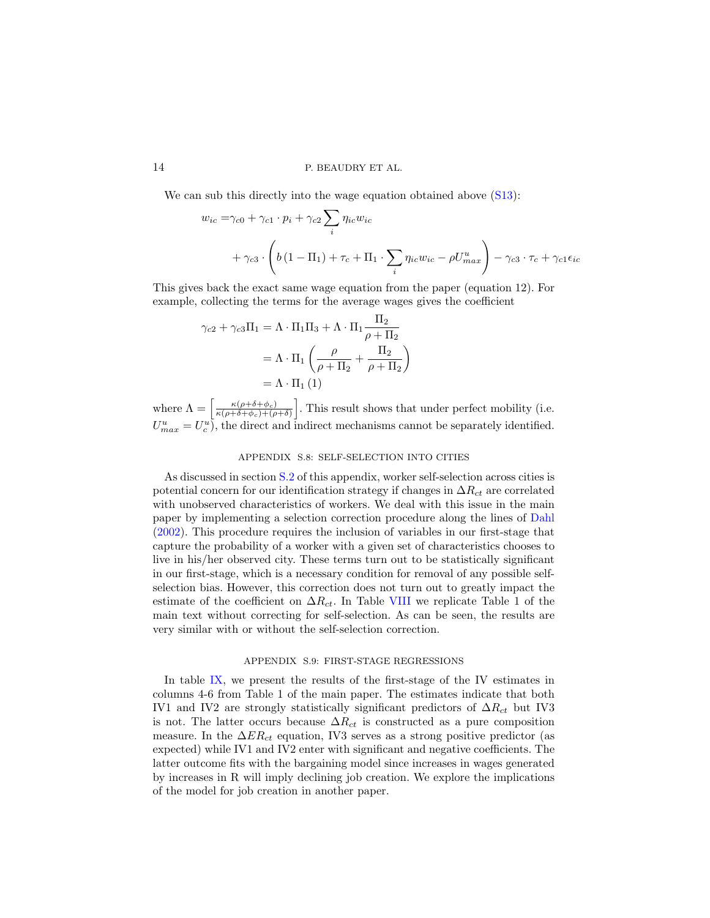We can sub this directly into the wage equation obtained above (S13):

$$
\begin{aligned}
w_{ic} =& \gamma_{c0} + \gamma_{c1} \cdot p_i + \gamma_{c2} \sum_i \eta_{ic} w_{ic} \\
&+ \gamma_{c3} \cdot \left( b\left(1 - \Pi_1\right) + \tau_c + \Pi_1 \cdot \sum_i \eta_{ic} w_{ic} - \rho U_{max}^u \right) - \gamma_{c3} \cdot \tau_c + \gamma_{c1} \epsilon_{ic}
\end{aligned}
$$

This gives back the exact same wage equation from the paper (equation 12). For example, collecting the terms for the average wages gives the coefficient

$$
\begin{aligned}
\gamma_{c2} + \gamma_{c3} \Pi_1 &= \Lambda \cdot \Pi_1 \Pi_3 + \Lambda \cdot \Pi_1 \frac{\Pi_2}{\rho + \Pi_2} \\
&= \Lambda \cdot \Pi_1 \left( \frac{\rho}{\rho + \Pi_2} + \frac{\Pi_2}{\rho + \Pi_2} \right) \\
&= \Lambda \cdot \Pi_1 \left(1\right)
\end{aligned}
$$

where $\Lambda = \left[ \frac{\kappa(\rho+\delta+\phi_c)}{\kappa(\rho+\delta+\phi_c)+(\rho+\delta)} \right]$. This result shows that under perfect mobility (i.e. $U_{max}^u = U_c^u$), the direct and indirect mechanisms cannot be separately identified.

## APPENDIX S.8: SELF-SELECTION INTO CITIES

As discussed in section S.2 of this appendix, worker self-selection across cities is potential concern for our identification strategy if changes in $\Delta R_{ct}$ are correlated with unobserved characteristics of workers. We deal with this issue in the main paper by implementing a selection correction procedure along the lines of Dahl (2002). This procedure requires the inclusion of variables in our first-stage that capture the probability of a worker with a given set of characteristics chooses to live in his/her observed city. These terms turn out to be statistically significant in our first-stage, which is a necessary condition for removal of any possible self-selection bias. However, this correction does not turn out to greatly impact the estimate of the coefficient on $\Delta R_{ct}$. In Table VIII we replicate Table 1 of the main text without correcting for self-selection. As can be seen, the results are very similar with or without the self-selection correction.

## APPENDIX S.9: FIRST-STAGE REGRESSIONS

In table IX, we present the results of the first-stage of the IV estimates in columns 4-6 from Table 1 of the main paper. The estimates indicate that both IV1 and IV2 are strongly statistically significant predictors of $\Delta R_{ct}$ but IV3 is not. The latter occurs because $\Delta R_{ct}$ is constructed as a pure composition measure. In the $\Delta ER_{ct}$ equation, IV3 serves as a strong positive predictor (as expected) while IV1 and IV2 enter with significant and negative coefficients. The latter outcome fits with the bargaining model since increases in wages generated by increases in R will imply declining job creation. We explore the implications of the model for job creation in another paper.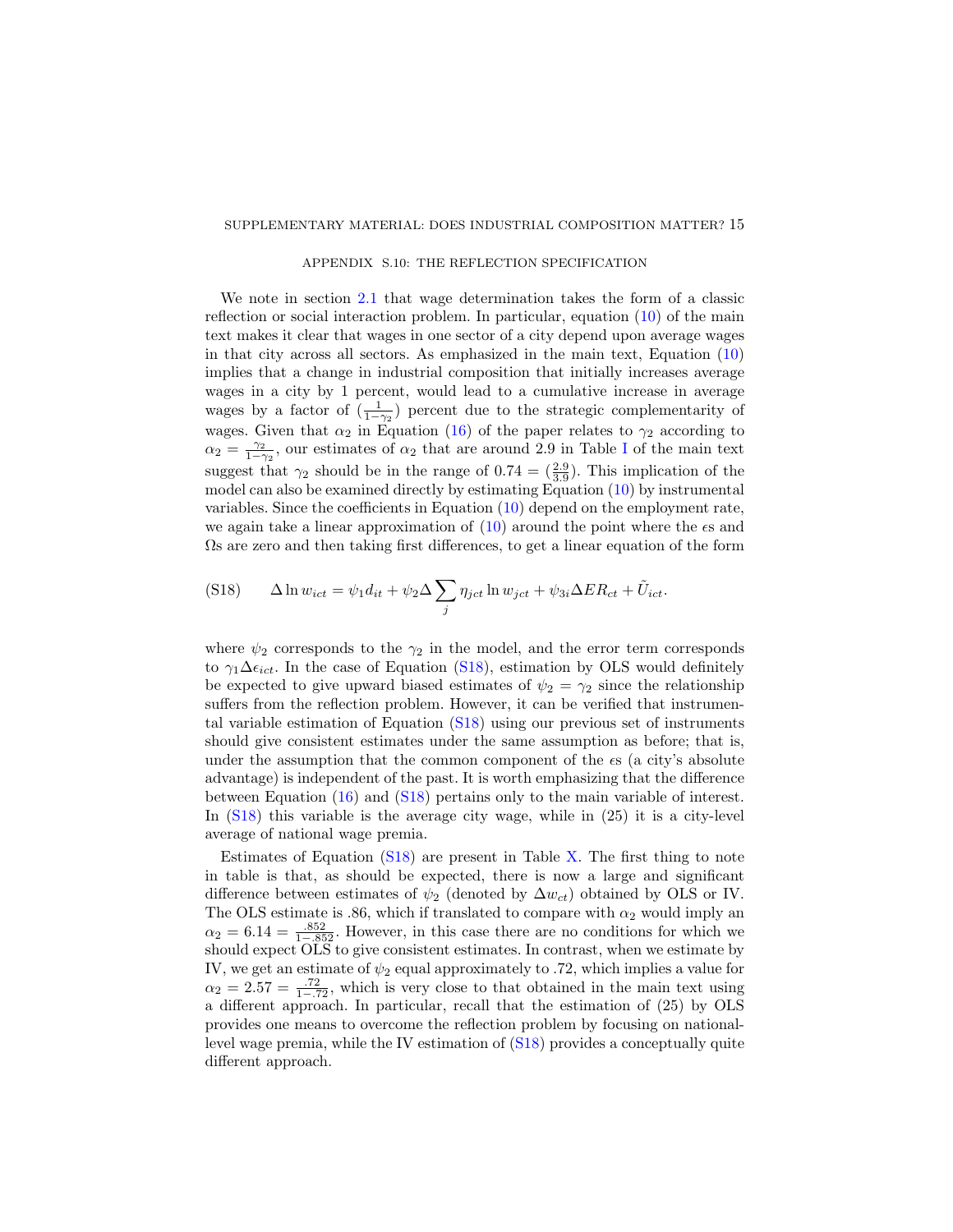## APPENDIX S.10: THE REFLECTION SPECIFICATION

We note in section 2.1 that wage determination takes the form of a classic reflection or social interaction problem. In particular, equation (10) of the main text makes it clear that wages in one sector of a city depend upon average wages in that city across all sectors. As emphasized in the main text, Equation (10) implies that a change in industrial composition that initially increases average wages in a city by 1 percent, would lead to a cumulative increase in average wages by a factor of $(\frac{1}{1-\gamma_2})$ percent due to the strategic complementarity of wages. Given that $\alpha_2$ in Equation (16) of the paper relates to $\gamma_2$ according to $\alpha_2 = \frac{\gamma_2}{1-\gamma_2}$, our estimates of $\alpha_2$ that are around 2.9 in Table I of the main text suggest that $\gamma_2$ should be in the range of $0.74 = (\frac{2.9}{3.9})$. This implication of the model can also be examined directly by estimating Equation (10) by instrumental variables. Since the coefficients in Equation (10) depend on the employment rate, we again take a linear approximation of (10) around the point where the $\epsilon$s and $\Omega$s are zero and then taking first differences, to get a linear equation of the form

$$\Delta \ln w_{ict} = \psi_1 d_{it} + \psi_2 \Delta \sum_j \eta_{jct} \ln w_{jct} + \psi_{3i} \Delta ER_{ct} + \tilde{U}_{ict}. \tag{S18}$$

where $\psi_2$ corresponds to the $\gamma_2$ in the model, and the error term corresponds to $\gamma_1 \Delta\epsilon_{ict}$. In the case of Equation (S18), estimation by OLS would definitely be expected to give upward biased estimates of $\psi_2 = \gamma_2$ since the relationship suffers from the reflection problem. However, it can be verified that instrumental variable estimation of Equation (S18) using our previous set of instruments should give consistent estimates under the same assumption as before; that is, under the assumption that the common component of the $\epsilon$s (a city's absolute advantage) is independent of the past. It is worth emphasizing that the difference between Equation (16) and (S18) pertains only to the main variable of interest. In (S18) this variable is the average city wage, while in (25) it is a city-level average of national wage premia.

Estimates of Equation (S18) are present in Table X. The first thing to note in table is that, as should be expected, there is now a large and significant difference between estimates of $\psi_2$ (denoted by $\Delta w_{ct}$) obtained by OLS or IV. The OLS estimate is .86, which if translated to compare with $\alpha_2$ would imply an $\alpha_2 = 6.14 = \frac{.852}{1-.852}$. However, in this case there are no conditions for which we should expect OLS to give consistent estimates. In contrast, when we estimate by IV, we get an estimate of $\psi_2$ equal approximately to .72, which implies a value for $\alpha_2 = 2.57 = \frac{.72}{1-.72}$, which is very close to that obtained in the main text using a different approach. In particular, recall that the estimation of (25) by OLS provides one means to overcome the reflection problem by focusing on national-level wage premia, while the IV estimation of (S18) provides a conceptually quite different approach.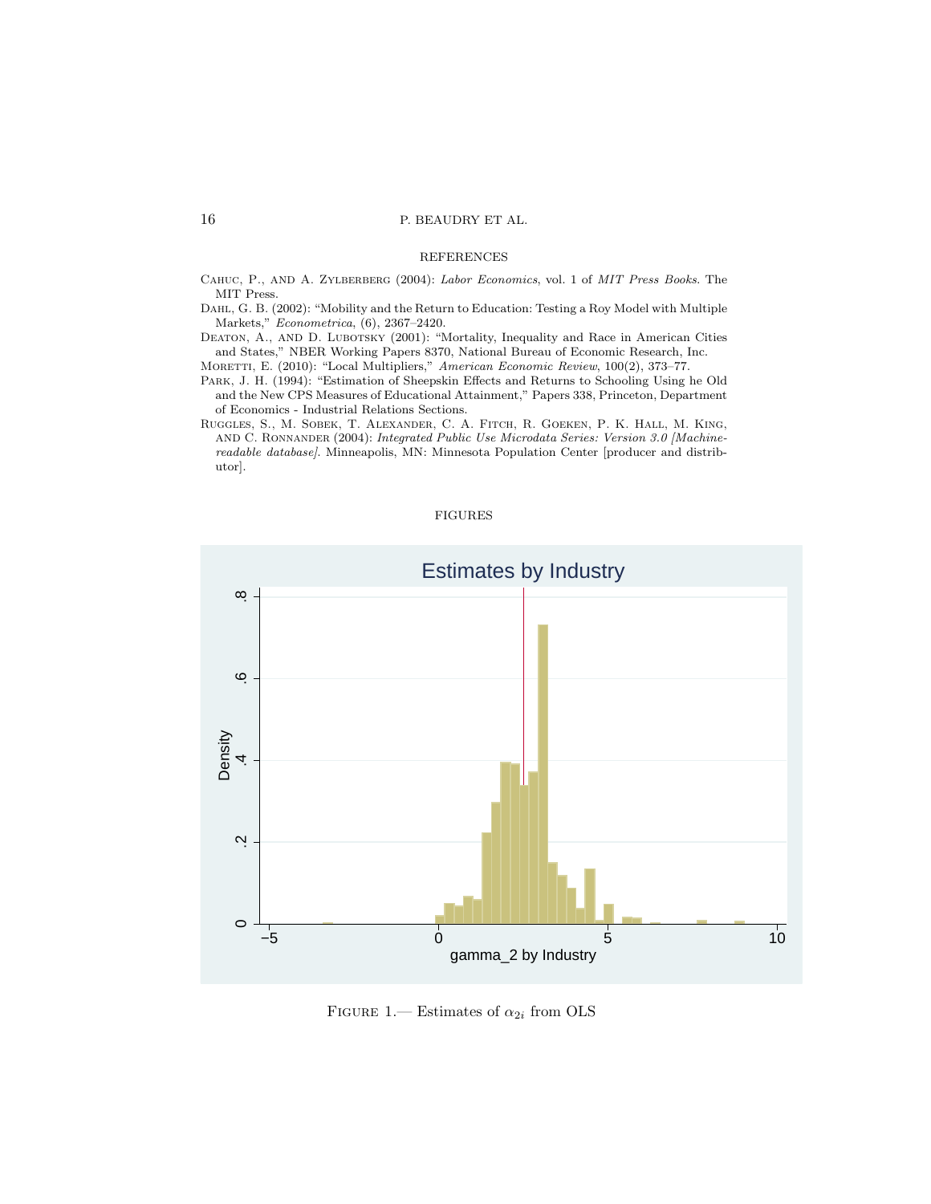## REFERENCES

Cahuc, P., and A. Zylberberg (2004): *Labor Economics*, vol. 1 of *MIT Press Books*. The MIT Press.

Dahl, G. B. (2002): "Mobility and the Return to Education: Testing a Roy Model with Multiple Markets," *Econometrica*, (6), 2367–2420.

Deaton, A., and D. Lubotsky (2001): "Mortality, Inequality and Race in American Cities and States," NBER Working Papers 8370, National Bureau of Economic Research, Inc.

Moretti, E. (2010): "Local Multipliers," *American Economic Review*, 100(2), 373–77.

Park, J. H. (1994): "Estimation of Sheepskin Effects and Returns to Schooling Using he Old and the New CPS Measures of Educational Attainment," Papers 338, Princeton, Department of Economics - Industrial Relations Sections.

Ruggles, S., M. Sobek, T. Alexander, C. A. Fitch, R. Goeken, P. K. Hall, M. King, and C. Ronnander (2004): *Integrated Public Use Microdata Series: Version 3.0 [Machine-readable database]*. Minneapolis, MN: Minnesota Population Center [producer and distributor].

## FIGURES

Figure 1.— Estimates of $\alpha_{2i}$ from OLS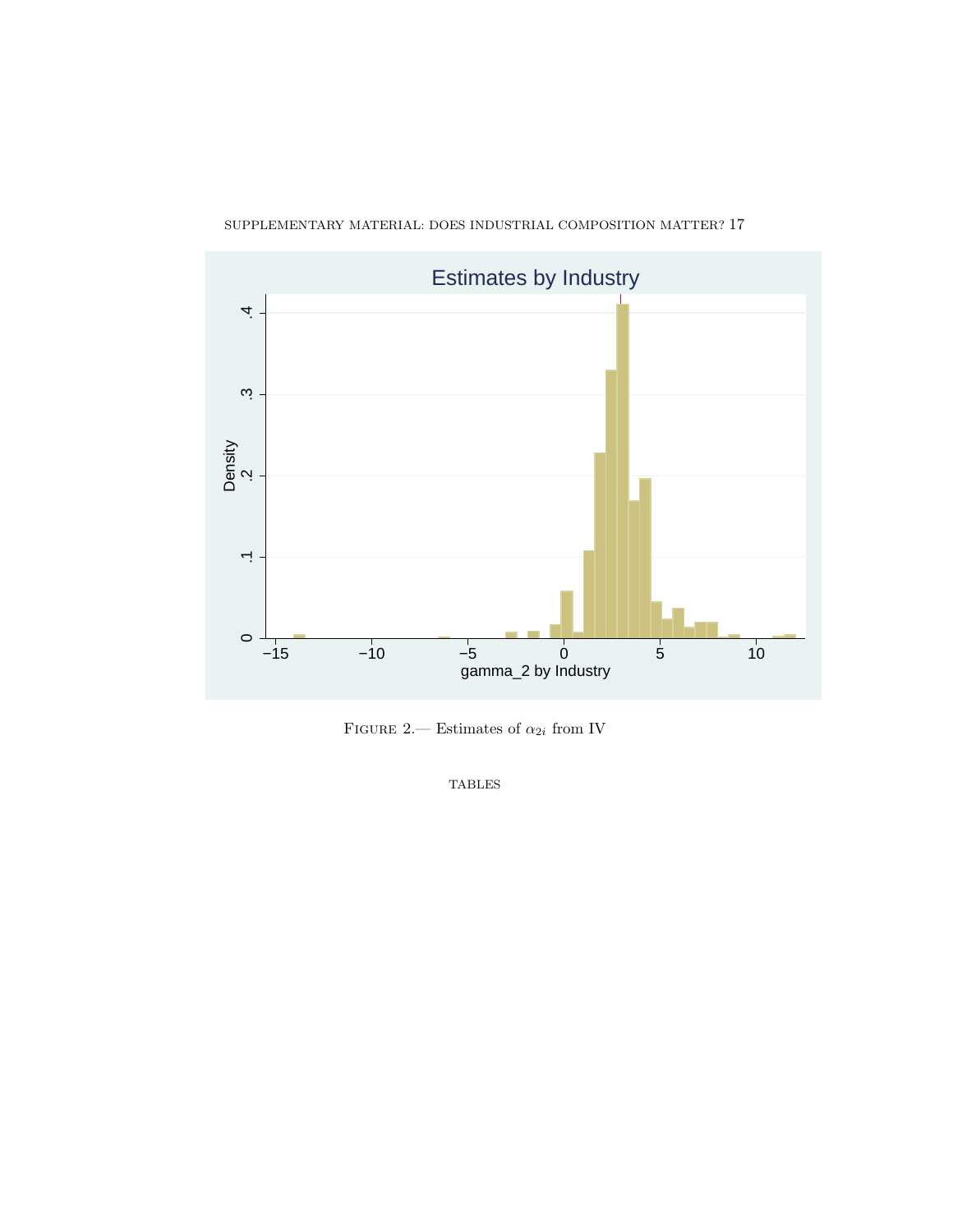FIGURE 2.— Estimates of $\alpha_{2i}$ from IV

TABLES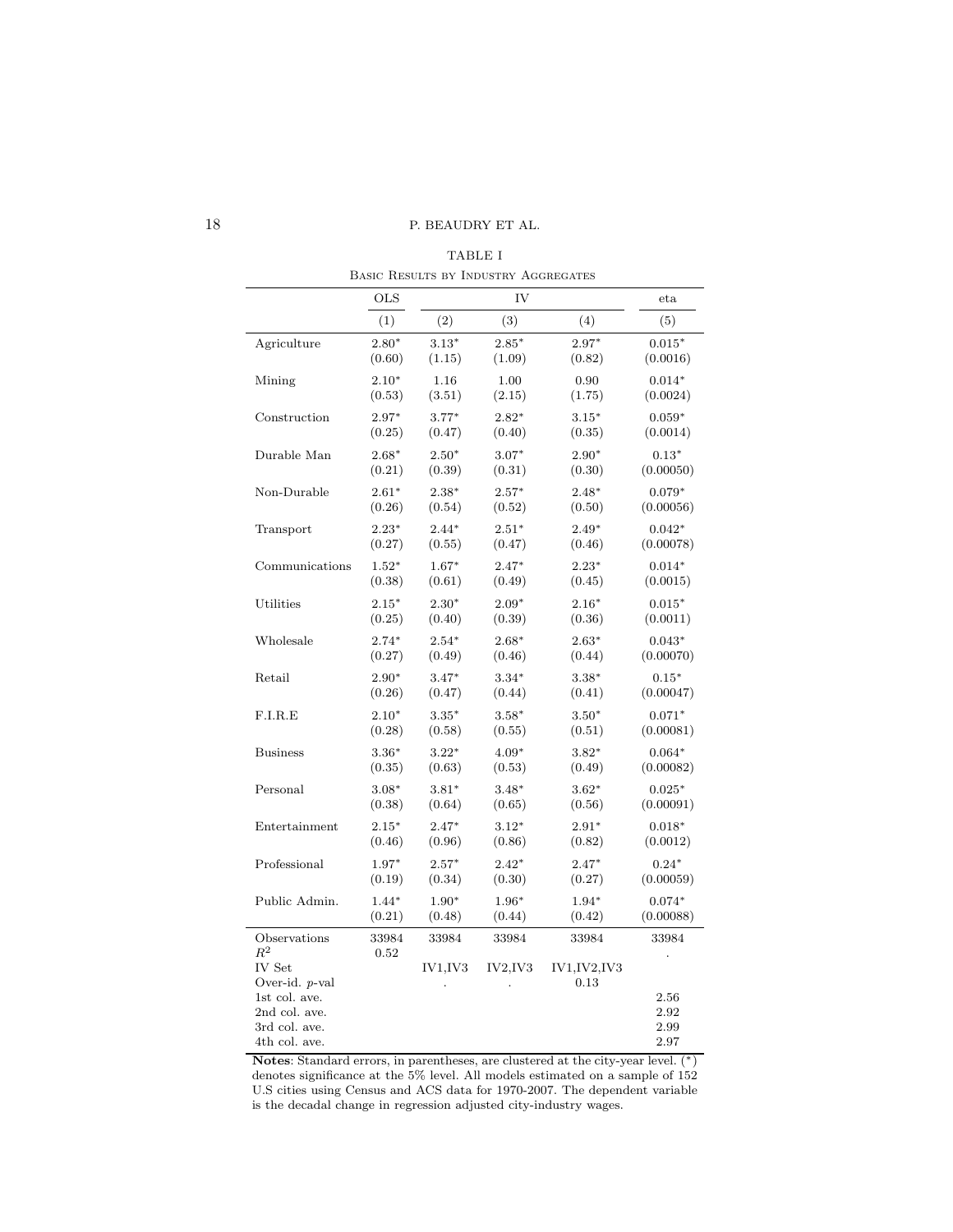TABLE I

Basic Results by Industry Aggregates

| | OLS | IV | | | eta |
|---|---|---|---|---|---|
| | (1) | (2) | (3) | (4) | (5) |
| Agriculture | 2.80* | 3.13* | 2.85* | 2.97* | 0.015* |
| | (0.60) | (1.15) | (1.09) | (0.82) | (0.0016) |
| Mining | 2.10* | 1.16 | 1.00 | 0.90 | 0.014* |
| | (0.53) | (3.51) | (2.15) | (1.75) | (0.0024) |
| Construction | 2.97* | 3.77* | 2.82* | 3.15* | 0.059* |
| | (0.25) | (0.47) | (0.40) | (0.35) | (0.0014) |
| Durable Man | 2.68* | 2.50* | 3.07* | 2.90* | 0.13* |
| | (0.21) | (0.39) | (0.31) | (0.30) | (0.00050) |
| Non-Durable | 2.61* | 2.38* | 2.57* | 2.48* | 0.079* |
| | (0.26) | (0.54) | (0.52) | (0.50) | (0.00056) |
| Transport | 2.23* | 2.44* | 2.51* | 2.49* | 0.042* |
| | (0.27) | (0.55) | (0.47) | (0.46) | (0.00078) |
| Communications | 1.52* | 1.67* | 2.47* | 2.23* | 0.014* |
| | (0.38) | (0.61) | (0.49) | (0.45) | (0.0015) |
| Utilities | 2.15* | 2.30* | 2.09* | 2.16* | 0.015* |
| | (0.25) | (0.40) | (0.39) | (0.36) | (0.0011) |
| Wholesale | 2.74* | 2.54* | 2.68* | 2.63* | 0.043* |
| | (0.27) | (0.49) | (0.46) | (0.44) | (0.00070) |
| Retail | 2.90* | 3.47* | 3.34* | 3.38* | 0.15* |
| | (0.26) | (0.47) | (0.44) | (0.41) | (0.00047) |
| F.I.R.E | 2.10* | 3.35* | 3.58* | 3.50* | 0.071* |
| | (0.28) | (0.58) | (0.55) | (0.51) | (0.00081) |
| Business | 3.36* | 3.22* | 4.09* | 3.82* | 0.064* |
| | (0.35) | (0.63) | (0.53) | (0.49) | (0.00082) |
| Personal | 3.08* | 3.81* | 3.48* | 3.62* | 0.025* |
| | (0.38) | (0.64) | (0.65) | (0.56) | (0.00091) |
| Entertainment | 2.15* | 2.47* | 3.12* | 2.91* | 0.018* |
| | (0.46) | (0.96) | (0.86) | (0.82) | (0.0012) |
| Professional | 1.97* | 2.57* | 2.42* | 2.47* | 0.24* |
| | (0.19) | (0.34) | (0.30) | (0.27) | (0.00059) |
| Public Admin. | 1.44* | 1.90* | 1.96* | 1.94* | 0.074* |
| | (0.21) | (0.48) | (0.44) | (0.42) | (0.00088) |
| Observations | 33984 | 33984 | 33984 | 33984 | 33984 |
| $R^2$ | 0.52 | | | | . |
| IV Set | | IV1,IV3 | IV2,IV3 | IV1,IV2,IV3 | |
| Over-id. $p$-val | | . | . | 0.13 | |
| 1st col. ave. | | | | | 2.56 |
| 2nd col. ave. | | | | | 2.92 |
| 3rd col. ave. | | | | | 2.99 |
| 4th col. ave. | | | | | 2.97 |

**Notes**: Standard errors, in parentheses, are clustered at the city-year level. (*) denotes significance at the 5% level. All models estimated on a sample of 152 U.S cities using Census and ACS data for 1970-2007. The dependent variable is the decadal change in regression adjusted city-industry wages.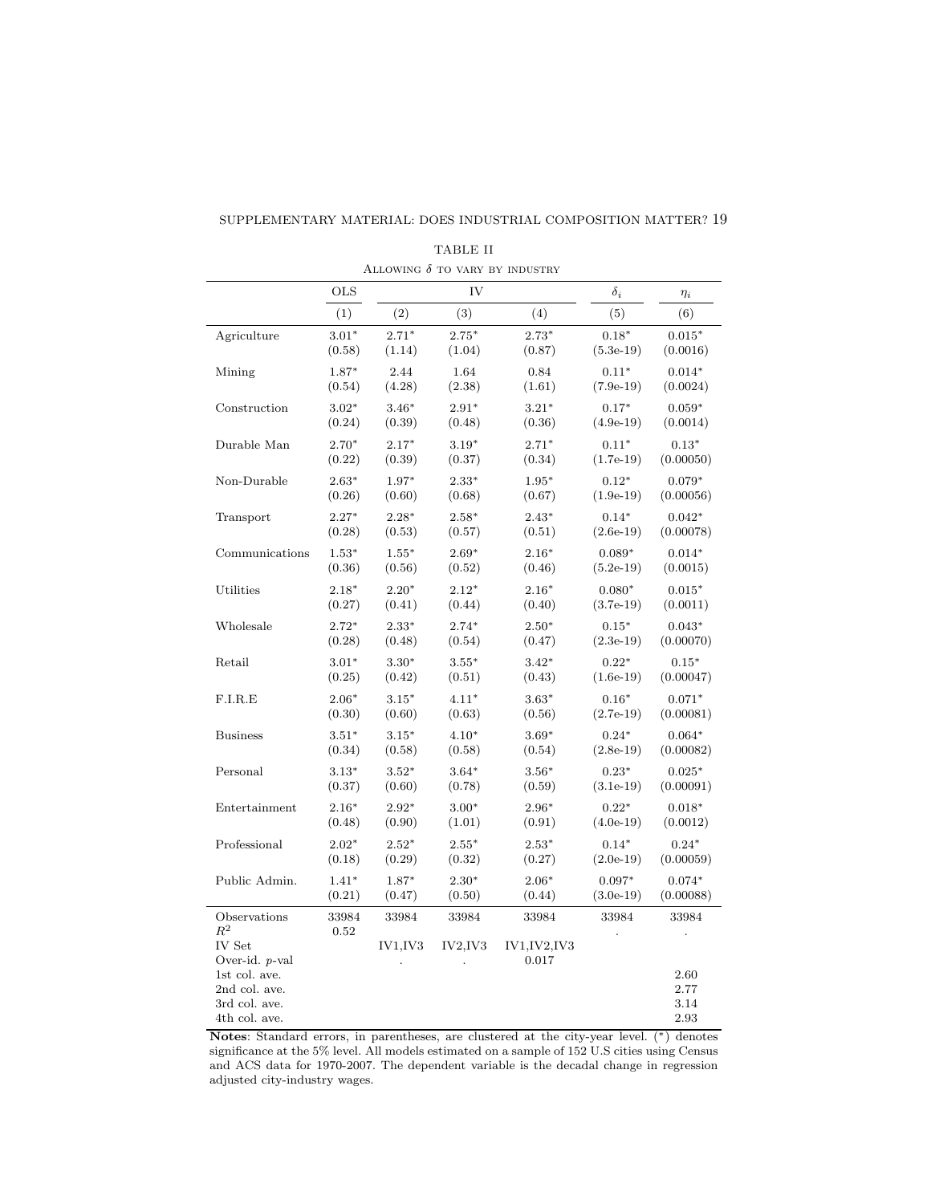TABLE II

Allowing $\delta$ to vary by industry

| | OLS | IV | | | $\delta_i$ | $\eta_i$ |
|---|---|---|---|---|---|---|
| | (1) | (2) | (3) | (4) | (5) | (6) |
| Agriculture | 3.01* | 2.71* | 2.75* | 2.73* | 0.18* | 0.015* |
| | (0.58) | (1.14) | (1.04) | (0.87) | (5.3e-19) | (0.0016) |
| Mining | 1.87* | 2.44 | 1.64 | 0.84 | 0.11* | 0.014* |
| | (0.54) | (4.28) | (2.38) | (1.61) | (7.9e-19) | (0.0024) |
| Construction | 3.02* | 3.46* | 2.91* | 3.21* | 0.17* | 0.059* |
| | (0.24) | (0.39) | (0.48) | (0.36) | (4.9e-19) | (0.0014) |
| Durable Man | 2.70* | 2.17* | 3.19* | 2.71* | 0.11* | 0.13* |
| | (0.22) | (0.39) | (0.37) | (0.34) | (1.7e-19) | (0.00050) |
| Non-Durable | 2.63* | 1.97* | 2.33* | 1.95* | 0.12* | 0.079* |
| | (0.26) | (0.60) | (0.68) | (0.67) | (1.9e-19) | (0.00056) |
| Transport | 2.27* | 2.28* | 2.58* | 2.43* | 0.14* | 0.042* |
| | (0.28) | (0.53) | (0.57) | (0.51) | (2.6e-19) | (0.00078) |
| Communications | 1.53* | 1.55* | 2.69* | 2.16* | 0.089* | 0.014* |
| | (0.36) | (0.56) | (0.52) | (0.46) | (5.2e-19) | (0.0015) |
| Utilities | 2.18* | 2.20* | 2.12* | 2.16* | 0.080* | 0.015* |
| | (0.27) | (0.41) | (0.44) | (0.40) | (3.7e-19) | (0.0011) |
| Wholesale | 2.72* | 2.33* | 2.74* | 2.50* | 0.15* | 0.043* |
| | (0.28) | (0.48) | (0.54) | (0.47) | (2.3e-19) | (0.00070) |
| Retail | 3.01* | 3.30* | 3.55* | 3.42* | 0.22* | 0.15* |
| | (0.25) | (0.42) | (0.51) | (0.43) | (1.6e-19) | (0.00047) |
| F.I.R.E | 2.06* | 3.15* | 4.11* | 3.63* | 0.16* | 0.071* |
| | (0.30) | (0.60) | (0.63) | (0.56) | (2.7e-19) | (0.00081) |
| Business | 3.51* | 3.15* | 4.10* | 3.69* | 0.24* | 0.064* |
| | (0.34) | (0.58) | (0.58) | (0.54) | (2.8e-19) | (0.00082) |
| Personal | 3.13* | 3.52* | 3.64* | 3.56* | 0.23* | 0.025* |
| | (0.37) | (0.60) | (0.78) | (0.59) | (3.1e-19) | (0.00091) |
| Entertainment | 2.16* | 2.92* | 3.00* | 2.96* | 0.22* | 0.018* |
| | (0.48) | (0.90) | (1.01) | (0.91) | (4.0e-19) | (0.0012) |
| Professional | 2.02* | 2.52* | 2.55* | 2.53* | 0.14* | 0.24* |
| | (0.18) | (0.29) | (0.32) | (0.27) | (2.0e-19) | (0.00059) |
| Public Admin. | 1.41* | 1.87* | 2.30* | 2.06* | 0.097* | 0.074* |
| | (0.21) | (0.47) | (0.50) | (0.44) | (3.0e-19) | (0.00088) |
| Observations | 33984 | 33984 | 33984 | 33984 | 33984 | 33984 |
| $R^2$ | 0.52 | | | | . | . |
| IV Set | | IV1,IV3 | IV2,IV3 | IV1,IV2,IV3 | | |
| Over-id. $p$-val | | . | . | 0.017 | | |
| 1st col. ave. | | | | | | 2.60 |
| 2nd col. ave. | | | | | | 2.77 |
| 3rd col. ave. | | | | | | 3.14 |
| 4th col. ave. | | | | | | 2.93 |

**Notes**: Standard errors, in parentheses, are clustered at the city-year level. (*) denotes significance at the 5% level. All models estimated on a sample of 152 U.S cities using Census and ACS data for 1970-2007. The dependent variable is the decadal change in regression adjusted city-industry wages.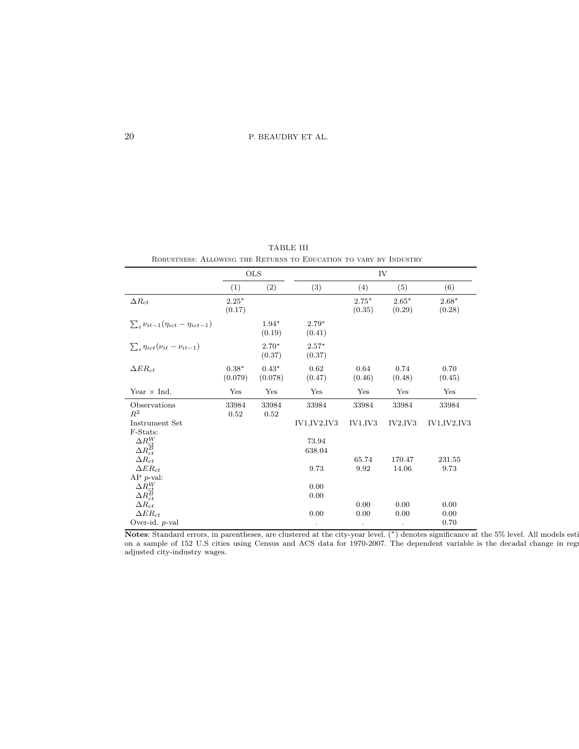TABLE III

Robustness: Allowing the Returns to Education to vary by Industry

| | OLS | | IV | | | |
|---|---|---|---|---|---|---|
| | (1) | (2) | (3) | (4) | (5) | (6) |
| $\Delta R_{ct}$ | 2.25* (0.17) | | | 2.75* (0.35) | 2.65* (0.29) | 2.68* (0.28) |
| $\sum_i \nu_{it-1}(\eta_{ict} - \eta_{ict-1})$ | | 1.94* (0.19) | 2.79* (0.41) | | | |
| $\sum_i \eta_{ict}(\nu_{it} - \nu_{it-1})$ | | 2.70* (0.37) | 2.57* (0.37) | | | |
| $\Delta ER_{ct}$ | 0.38* (0.079) | 0.43* (0.078) | 0.62 (0.47) | 0.64 (0.46) | 0.74 (0.48) | 0.70 (0.45) |
| Year × Ind. | Yes | Yes | Yes | Yes | Yes | Yes |
| Observations | 33984 | 33984 | 33984 | 33984 | 33984 | 33984 |
| $R^2$ | 0.52 | 0.52 | | | | |
| Instrument Set | | | IV1,IV2,IV3 | IV1,IV3 | IV2,IV3 | IV1,IV2,IV3 |
| F-Stats: | | | | | | |
| $\Delta R^W_{ct}$ | | | 73.94 | | | |
| $\Delta R^B_{ct}$ | | | 638.04 | | | |
| $\Delta R_{ct}$ | | | | 65.74 | 170.47 | 231.55 |
| $\Delta ER_{ct}$ | | | 9.73 | 9.92 | 14.06 | 9.73 |
| AP $p$-val: | | | | | | |
| $\Delta R^W_{ct}$ | | | 0.00 | | | |
| $\Delta R^B_{ct}$ | | | 0.00 | | | |
| $\Delta R_{ct}$ | | | | 0.00 | 0.00 | 0.00 |
| $\Delta ER_{ct}$ | | | 0.00 | 0.00 | 0.00 | 0.00 |
| Over-id. $p$-val | | | . | . | . | 0.70 |

**Notes**: Standard errors, in parentheses, are clustered at the city-year level. (*) denotes significance at the 5% level. All models esti on a sample of 152 U.S cities using Census and ACS data for 1970-2007. The dependent variable is the decadal change in regr adjusted city-industry wages.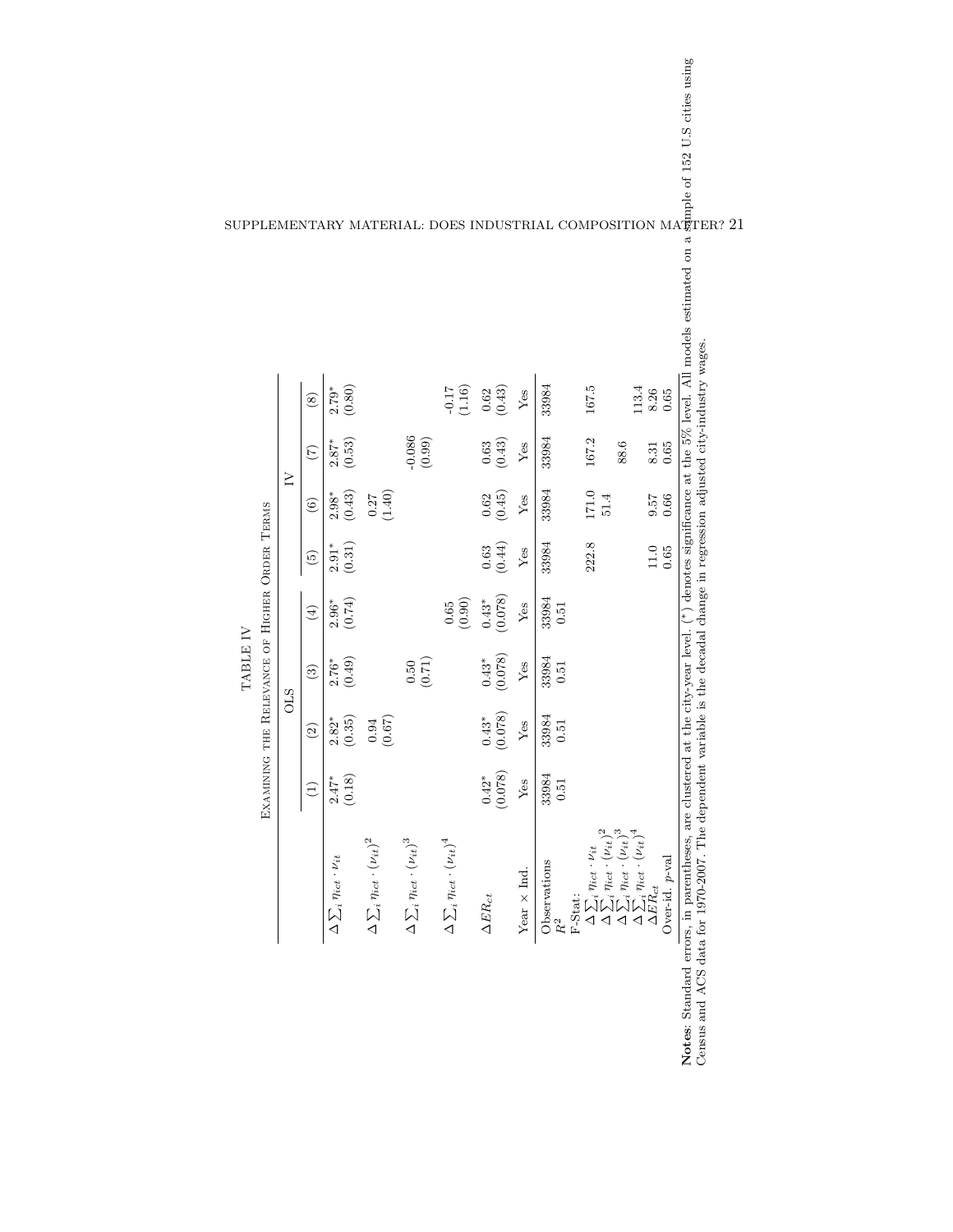TABLE IV

Examining the Relevance of Higher Order Terms

| | OLS | | | | IV | | | |
|---|---|---|---|---|---|---|---|---|
| | (1) | (2) | (3) | (4) | (5) | (6) | (7) | (8) |
| $\Delta \sum_i \eta_{ict} \cdot \nu_{it}$ | 2.47* | 2.82* | 2.76* | 2.96* | 2.91* | 2.98* | 2.87* | 2.79* |
| | (0.18) | (0.35) | (0.49) | (0.74) | (0.31) | (0.43) | (0.53) | (0.80) |
| $\Delta \sum_i \eta_{ict} \cdot (\nu_{it})^2$ | | 0.94 | | | | 0.27 | | |
| | | (0.67) | | | | (1.40) | | |
| $\Delta \sum_i \eta_{ict} \cdot (\nu_{it})^3$ | | | 0.50 | | | | -0.086 | |
| | | | (0.71) | | | | (0.99) | |
| $\Delta \sum_i \eta_{ict} \cdot (\nu_{it})^4$ | | | | 0.65 | | | | -0.17 |
| | | | | (0.90) | | | | (1.16) |
| $\Delta ER_{ct}$ | 0.42* | 0.43* | 0.43* | 0.43* | 0.63 | 0.62 | 0.63 | 0.62 |
| | (0.078) | (0.078) | (0.078) | (0.078) | (0.44) | (0.45) | (0.43) | (0.43) |
| Year × Ind. | Yes | Yes | Yes | Yes | Yes | Yes | Yes | Yes |
| Observations | 33984 | 33984 | 33984 | 33984 | 33984 | 33984 | 33984 | 33984 |
| $R^2$ | 0.51 | 0.51 | 0.51 | 0.51 | | | | |
| F-Stat: | | | | | | | | |
| $\Delta \sum_i \eta_{ict} \cdot \nu_{it}$ | | | | | 222.8 | 171.0 | 167.2 | 167.5 |
| $\Delta \sum_i \eta_{ict} \cdot (\nu_{it})^2$ | | | | | | 51.4 | | |
| $\Delta \sum_i \eta_{ict} \cdot (\nu_{it})^3$ | | | | | | | 88.6 | |
| $\Delta \sum_i \eta_{ict} \cdot (\nu_{it})^4$ | | | | | | | | 113.4 |
| $\Delta ER_{ct}$ | | | | | 11.0 | 9.57 | 8.31 | 8.26 |
| Over-id. $p$-val | | | | | 0.65 | 0.66 | 0.65 | 0.65 |

**Notes**: Standard errors, in parentheses, are clustered at the city-year level. (*) denotes significance at the 5% level. All models estimated on a sample of 152 U.S cities using Census and ACS data for 1970-2007. The dependent variable is the decadal change in regression adjusted city-industry wages.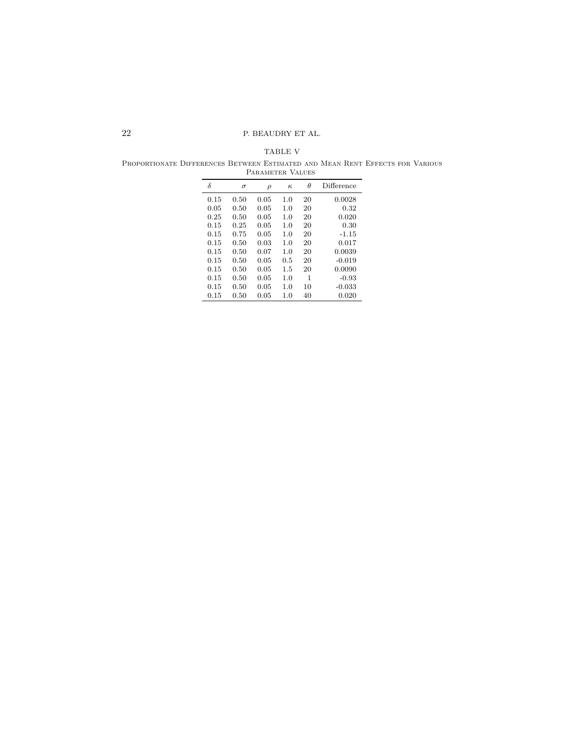TABLE V

Proportionate Differences Between Estimated and Mean Rent Effects for Various Parameter Values

| $\delta$ | $\sigma$ | $\rho$ | $\kappa$ | $\theta$ | Difference |
|---|---|---|---|---|---|
| 0.15 | 0.50 | 0.05 | 1.0 | 20 | 0.0028 |
| 0.05 | 0.50 | 0.05 | 1.0 | 20 | 0.32 |
| 0.25 | 0.50 | 0.05 | 1.0 | 20 | 0.020 |
| 0.15 | 0.25 | 0.05 | 1.0 | 20 | 0.30 |
| 0.15 | 0.75 | 0.05 | 1.0 | 20 | -1.15 |
| 0.15 | 0.50 | 0.03 | 1.0 | 20 | 0.017 |
| 0.15 | 0.50 | 0.07 | 1.0 | 20 | 0.0039 |
| 0.15 | 0.50 | 0.05 | 0.5 | 20 | -0.019 |
| 0.15 | 0.50 | 0.05 | 1.5 | 20 | 0.0090 |
| 0.15 | 0.50 | 0.05 | 1.0 | 1 | -0.93 |
| 0.15 | 0.50 | 0.05 | 1.0 | 10 | -0.033 |
| 0.15 | 0.50 | 0.05 | 1.0 | 40 | 0.020 |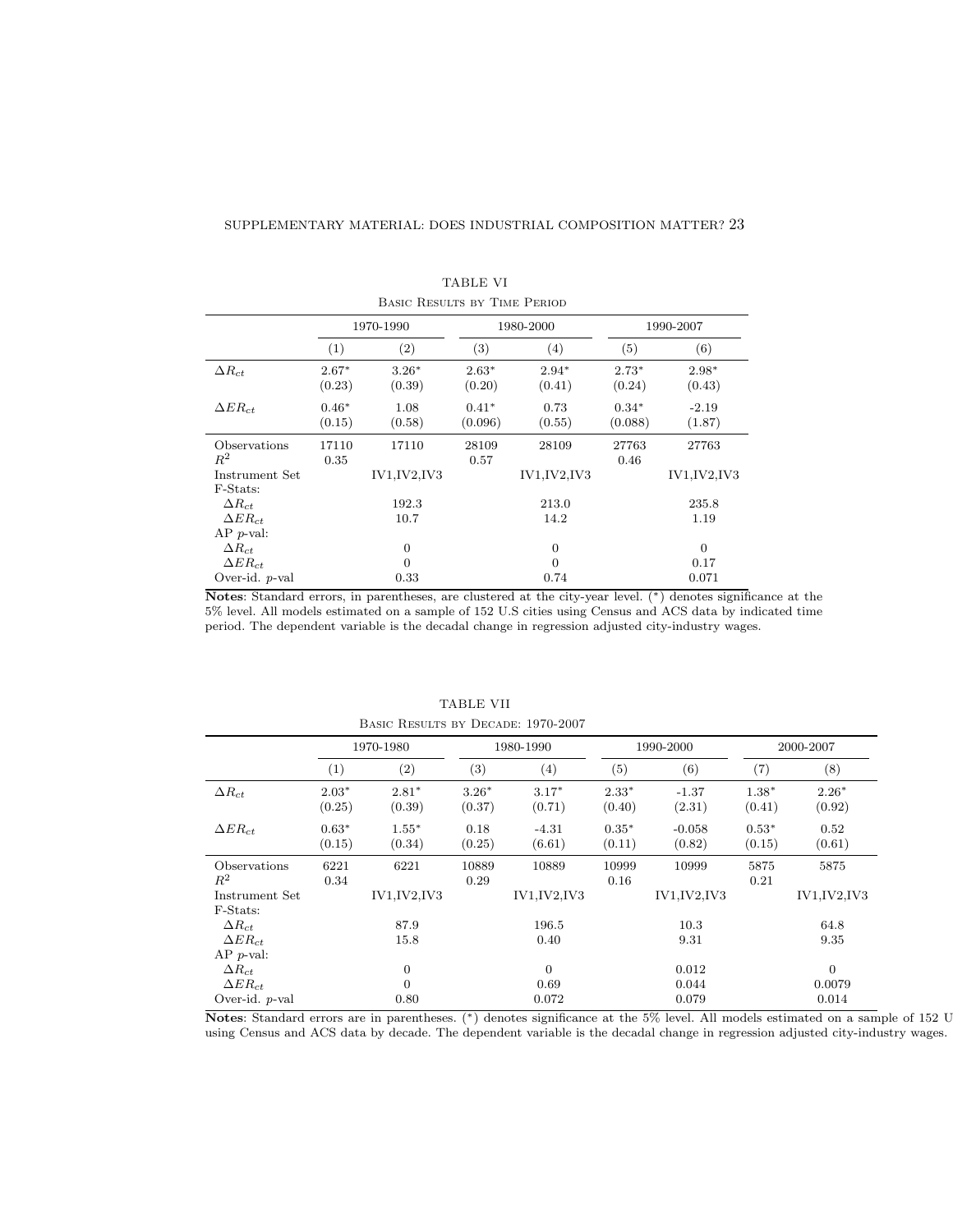TABLE VI

BASIC RESULTS BY TIME PERIOD

| | 1970-1990 | | 1980-2000 | | 1990-2007 | |
|---|---|---|---|---|---|---|
| | (1) | (2) | (3) | (4) | (5) | (6) |
| $\Delta R_{ct}$ | 2.67* | 3.26* | 2.63* | 2.94* | 2.73* | 2.98* |
| | (0.23) | (0.39) | (0.20) | (0.41) | (0.24) | (0.43) |
| $\Delta ER_{ct}$ | 0.46* | 1.08 | 0.41* | 0.73 | 0.34* | -2.19 |
| | (0.15) | (0.58) | (0.096) | (0.55) | (0.088) | (1.87) |
| Observations | 17110 | 17110 | 28109 | 28109 | 27763 | 27763 |
| $R^2$ | 0.35 | | 0.57 | | 0.46 | |
| Instrument Set | | IV1,IV2,IV3 | | IV1,IV2,IV3 | | IV1,IV2,IV3 |
| F-Stats: | | | | | | |
| $\Delta R_{ct}$ | | 192.3 | | 213.0 | | 235.8 |
| $\Delta ER_{ct}$ | | 10.7 | | 14.2 | | 1.19 |
| AP $p$-val: | | | | | | |
| $\Delta R_{ct}$ | | 0 | | 0 | | 0 |
| $\Delta ER_{ct}$ | | 0 | | 0 | | 0.17 |
| Over-id. $p$-val | | 0.33 | | 0.74 | | 0.071 |

**Notes**: Standard errors, in parentheses, are clustered at the city-year level. (*) denotes significance at the 5% level. All models estimated on a sample of 152 U.S cities using Census and ACS data by indicated time period. The dependent variable is the decadal change in regression adjusted city-industry wages.

TABLE VII

BASIC RESULTS BY DECADE: 1970-2007

| | 1970-1980 | | 1980-1990 | | 1990-2000 | | 2000-2007 | |
|---|---|---|---|---|---|---|---|---|
| | (1) | (2) | (3) | (4) | (5) | (6) | (7) | (8) |
| $\Delta R_{ct}$ | 2.03* | 2.81* | 3.26* | 3.17* | 2.33* | -1.37 | 1.38* | 2.26* |
| | (0.25) | (0.39) | (0.37) | (0.71) | (0.40) | (2.31) | (0.41) | (0.92) |
| $\Delta ER_{ct}$ | 0.63* | 1.55* | 0.18 | -4.31 | 0.35* | -0.058 | 0.53* | 0.52 |
| | (0.15) | (0.34) | (0.25) | (6.61) | (0.11) | (0.82) | (0.15) | (0.61) |
| Observations | 6221 | 6221 | 10889 | 10889 | 10999 | 10999 | 5875 | 5875 |
| $R^2$ | 0.34 | | 0.29 | | 0.16 | | 0.21 | |
| Instrument Set | | IV1,IV2,IV3 | | IV1,IV2,IV3 | | IV1,IV2,IV3 | | IV1,IV2,IV3 |
| F-Stats: | | | | | | | | |
| $\Delta R_{ct}$ | | 87.9 | | 196.5 | | 10.3 | | 64.8 |
| $\Delta ER_{ct}$ | | 15.8 | | 0.40 | | 9.31 | | 9.35 |
| AP $p$-val: | | | | | | | | |
| $\Delta R_{ct}$ | | 0 | | 0 | | 0.012 | | 0 |
| $\Delta ER_{ct}$ | | 0 | | 0.69 | | 0.044 | | 0.0079 |
| Over-id. $p$-val | | 0.80 | | 0.072 | | 0.079 | | 0.014 |

**Notes**: Standard errors are in parentheses. (*) denotes significance at the 5% level. All models estimated on a sample of 152 U using Census and ACS data by decade. The dependent variable is the decadal change in regression adjusted city-industry wages.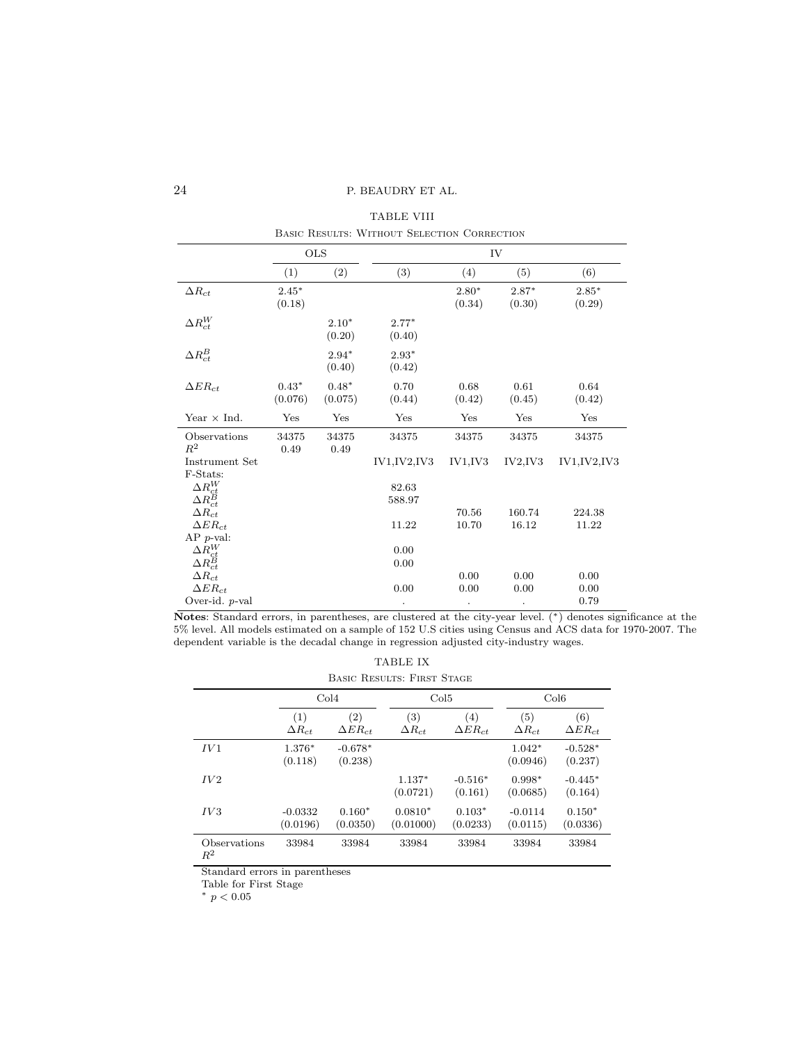TABLE VIII

BASIC RESULTS: WITHOUT SELECTION CORRECTION

| | OLS | | IV | | | |
|---|---|---|---|---|---|---|
| | (1) | (2) | (3) | (4) | (5) | (6) |
| $\Delta R_{ct}$ | 2.45* (0.18) | | | 2.80* (0.34) | 2.87* (0.30) | 2.85* (0.29) |
| $\Delta R^W_{ct}$ | | 2.10* (0.20) | 2.77* (0.40) | | | |
| $\Delta R^B_{ct}$ | | 2.94* (0.40) | 2.93* (0.42) | | | |
| $\Delta ER_{ct}$ | 0.43* (0.076) | 0.48* (0.075) | 0.70 (0.44) | 0.68 (0.42) | 0.61 (0.45) | 0.64 (0.42) |
| Year × Ind. | Yes | Yes | Yes | Yes | Yes | Yes |
| Observations | 34375 | 34375 | 34375 | 34375 | 34375 | 34375 |
| $R^2$ | 0.49 | 0.49 | | | | |
| Instrument Set | | | IV1,IV2,IV3 | IV1,IV3 | IV2,IV3 | IV1,IV2,IV3 |
| F-Stats: | | | | | | |
| $\Delta R^W_{ct}$ | | | 82.63 | | | |
| $\Delta R^B_{ct}$ | | | 588.97 | | | |
| $\Delta R_{ct}$ | | | | 70.56 | 160.74 | 224.38 |
| $\Delta ER_{ct}$ | | | 11.22 | 10.70 | 16.12 | 11.22 |
| AP $p$-val: | | | | | | |
| $\Delta R^W_{ct}$ | | | 0.00 | | | |
| $\Delta R^B_{ct}$ | | | 0.00 | | | |
| $\Delta R_{ct}$ | | | | 0.00 | 0.00 | 0.00 |
| $\Delta ER_{ct}$ | | | 0.00 | 0.00 | 0.00 | 0.00 |
| Over-id. $p$-val | | | . | . | . | 0.79 |

**Notes**: Standard errors, in parentheses, are clustered at the city-year level. (*) denotes significance at the 5% level. All models estimated on a sample of 152 U.S cities using Census and ACS data for 1970-2007. The dependent variable is the decadal change in regression adjusted city-industry wages.

TABLE IX

BASIC RESULTS: FIRST STAGE

| | Col4 | | Col5 | | Col6 | |
|---|---|---|---|---|---|---|
| | (1) $\Delta R_{ct}$ | (2) $\Delta ER_{ct}$ | (3) $\Delta R_{ct}$ | (4) $\Delta ER_{ct}$ | (5) $\Delta R_{ct}$ | (6) $\Delta ER_{ct}$ |
| $IV1$ | 1.376* (0.118) | -0.678* (0.238) | | | 1.042* (0.0946) | -0.528* (0.237) |
| $IV2$ | | | 1.137* (0.0721) | -0.516* (0.161) | 0.998* (0.0685) | -0.445* (0.164) |
| $IV3$ | -0.0332 (0.0196) | 0.160* (0.0350) | 0.0810* (0.01000) | 0.103* (0.0233) | -0.0114 (0.0115) | 0.150* (0.0336) |
| Observations | 33984 | 33984 | 33984 | 33984 | 33984 | 33984 |
| $R^2$ | | | | | | |

Standard errors in parentheses

Table for First Stage

* $p < 0.05$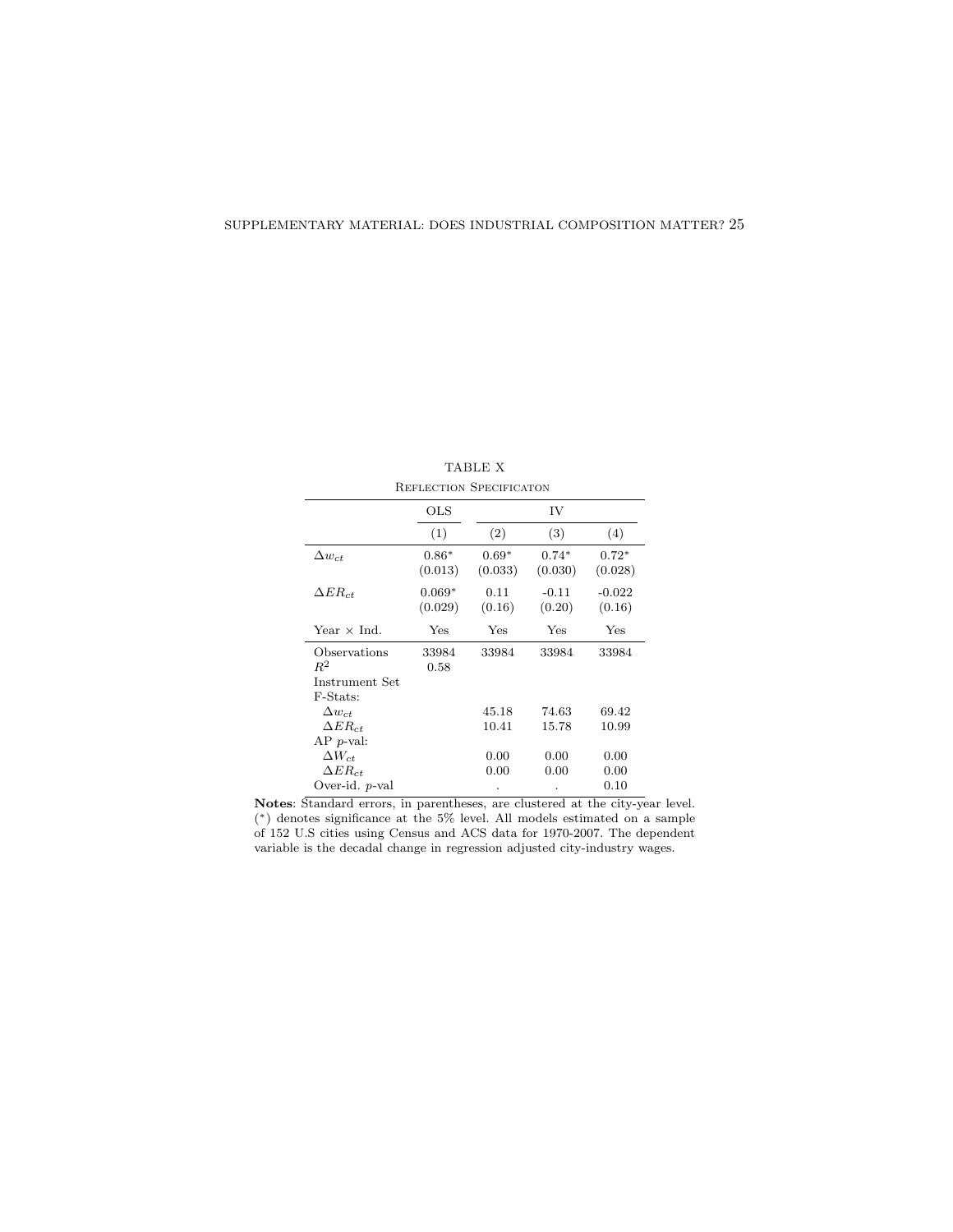TABLE X

Reflection Specificaton

| | OLS | IV | | |
|---|---|---|---|---|
| | (1) | (2) | (3) | (4) |
| $\Delta w_{ct}$ | $0.86^*$ | $0.69^*$ | $0.74^*$ | $0.72^*$ |
| | (0.013) | (0.033) | (0.030) | (0.028) |
| $\Delta ER_{ct}$ | $0.069^*$ | 0.11 | -0.11 | -0.022 |
| | (0.029) | (0.16) | (0.20) | (0.16) |
| Year × Ind. | Yes | Yes | Yes | Yes |
| Observations | 33984 | 33984 | 33984 | 33984 |
| $R^2$ | 0.58 | | | |
| Instrument Set | | | | |
| F-Stats: | | | | |
| $\Delta w_{ct}$ | | 45.18 | 74.63 | 69.42 |
| $\Delta ER_{ct}$ | | 10.41 | 15.78 | 10.99 |
| AP $p$-val: | | | | |
| $\Delta W_{ct}$ | | 0.00 | 0.00 | 0.00 |
| $\Delta ER_{ct}$ | | 0.00 | 0.00 | 0.00 |
| Over-id. $p$-val | | . | . | 0.10 |

**Notes**: Standard errors, in parentheses, are clustered at the city-year level. (*) denotes significance at the 5% level. All models estimated on a sample of 152 U.S cities using Census and ACS data for 1970-2007. The dependent variable is the decadal change in regression adjusted city-industry wages.